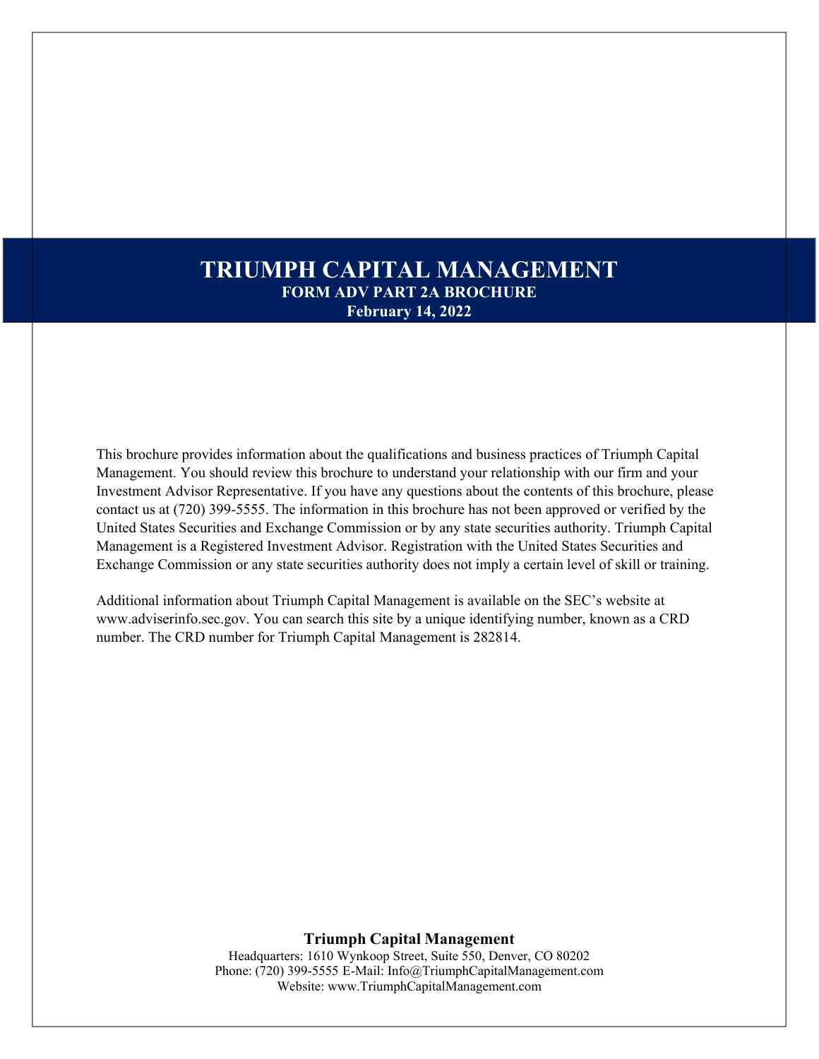# TRIUMPH CAPITAL MANAGEMENT

**FORM ADV PART 2A BROCHURE**

**February 14, 2022**

This brochure provides information about the qualifications and business practices of Triumph Capital Management. You should review this brochure to understand your relationship with our firm and your Investment Advisor Representative. If you have any questions about the contents of this brochure, please contact us at (720) 399-5555. The information in this brochure has not been approved or verified by the United States Securities and Exchange Commission or by any state securities authority. Triumph Capital Management is a Registered Investment Advisor. Registration with the United States Securities and Exchange Commission or any state securities authority does not imply a certain level of skill or training.

Additional information about Triumph Capital Management is available on the SEC's website at www.adviserinfo.sec.gov. You can search this site by a unique identifying number, known as a CRD number. The CRD number for Triumph Capital Management is 282814.

**Triumph Capital Management**

Headquarters: 1610 Wynkoop Street, Suite 550, Denver, CO 80202

Phone: (720) 399-5555 E-Mail: Info@TriumphCapitalManagement.com

Website: www.TriumphCapitalManagement.com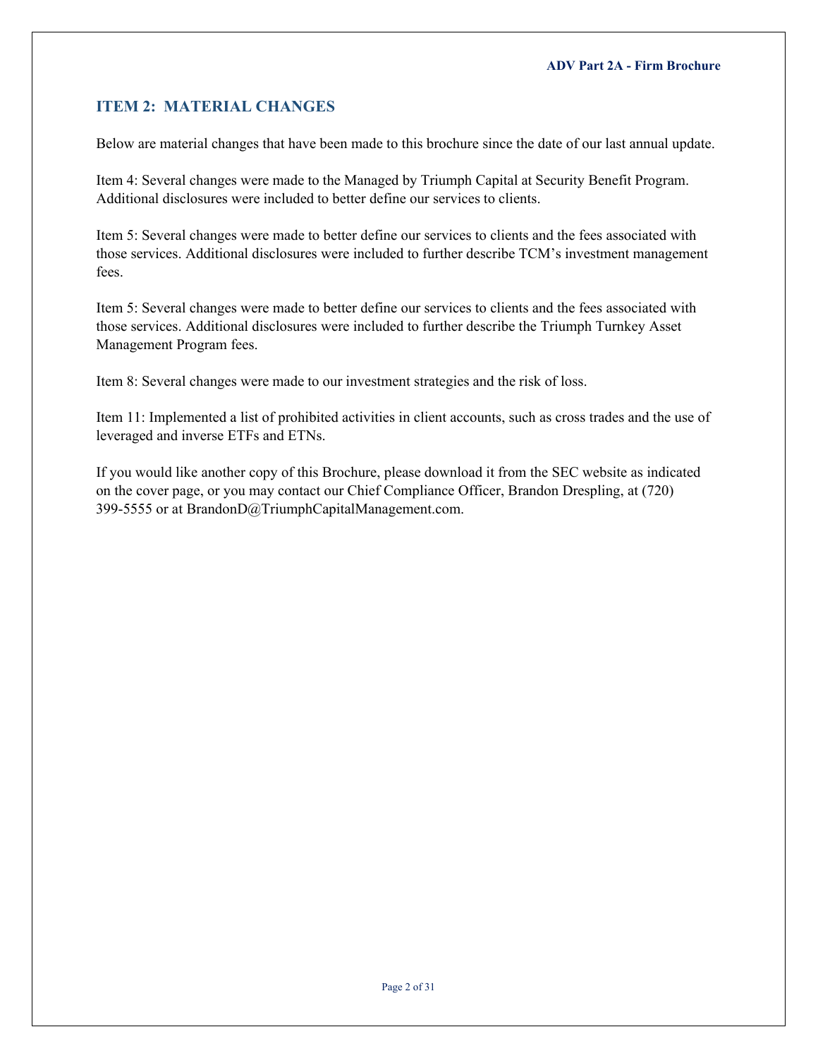## ITEM 2: MATERIAL CHANGES

Below are material changes that have been made to this brochure since the date of our last annual update.

Item 4: Several changes were made to the Managed by Triumph Capital at Security Benefit Program. Additional disclosures were included to better define our services to clients.

Item 5: Several changes were made to better define our services to clients and the fees associated with those services. Additional disclosures were included to further describe TCM's investment management fees.

Item 5: Several changes were made to better define our services to clients and the fees associated with those services. Additional disclosures were included to further describe the Triumph Turnkey Asset Management Program fees.

Item 8: Several changes were made to our investment strategies and the risk of loss.

Item 11: Implemented a list of prohibited activities in client accounts, such as cross trades and the use of leveraged and inverse ETFs and ETNs.

If you would like another copy of this Brochure, please download it from the SEC website as indicated on the cover page, or you may contact our Chief Compliance Officer, Brandon Drespling, at (720) 399-5555 or at BrandonD@TriumphCapitalManagement.com.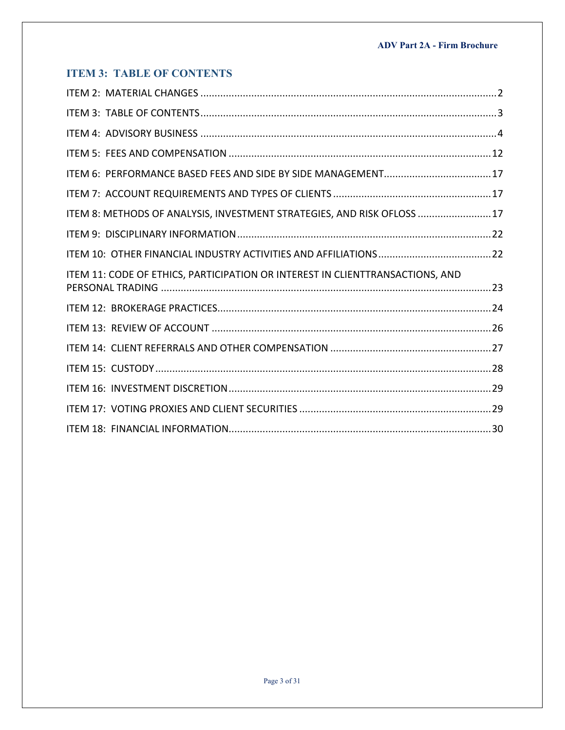## ITEM 3: TABLE OF CONTENTS

ITEM 2: MATERIAL CHANGES ....... 2

ITEM 3: TABLE OF CONTENTS ....... 3

ITEM 4: ADVISORY BUSINESS ....... 4

ITEM 5: FEES AND COMPENSATION ....... 12

ITEM 6: PERFORMANCE BASED FEES AND SIDE BY SIDE MANAGEMENT ....... 17

ITEM 7: ACCOUNT REQUIREMENTS AND TYPES OF CLIENTS ....... 17

ITEM 8: METHODS OF ANALYSIS, INVESTMENT STRATEGIES, AND RISK OFLOSS ....... 17

ITEM 9: DISCIPLINARY INFORMATION ....... 22

ITEM 10: OTHER FINANCIAL INDUSTRY ACTIVITIES AND AFFILIATIONS ....... 22

ITEM 11: CODE OF ETHICS, PARTICIPATION OR INTEREST IN CLIENTTRANSACTIONS, AND PERSONAL TRADING ....... 23

ITEM 12: BROKERAGE PRACTICES ....... 24

ITEM 13: REVIEW OF ACCOUNT ....... 26

ITEM 14: CLIENT REFERRALS AND OTHER COMPENSATION ....... 27

ITEM 15: CUSTODY ....... 28

ITEM 16: INVESTMENT DISCRETION ....... 29

ITEM 17: VOTING PROXIES AND CLIENT SECURITIES ....... 29

ITEM 18: FINANCIAL INFORMATION ....... 30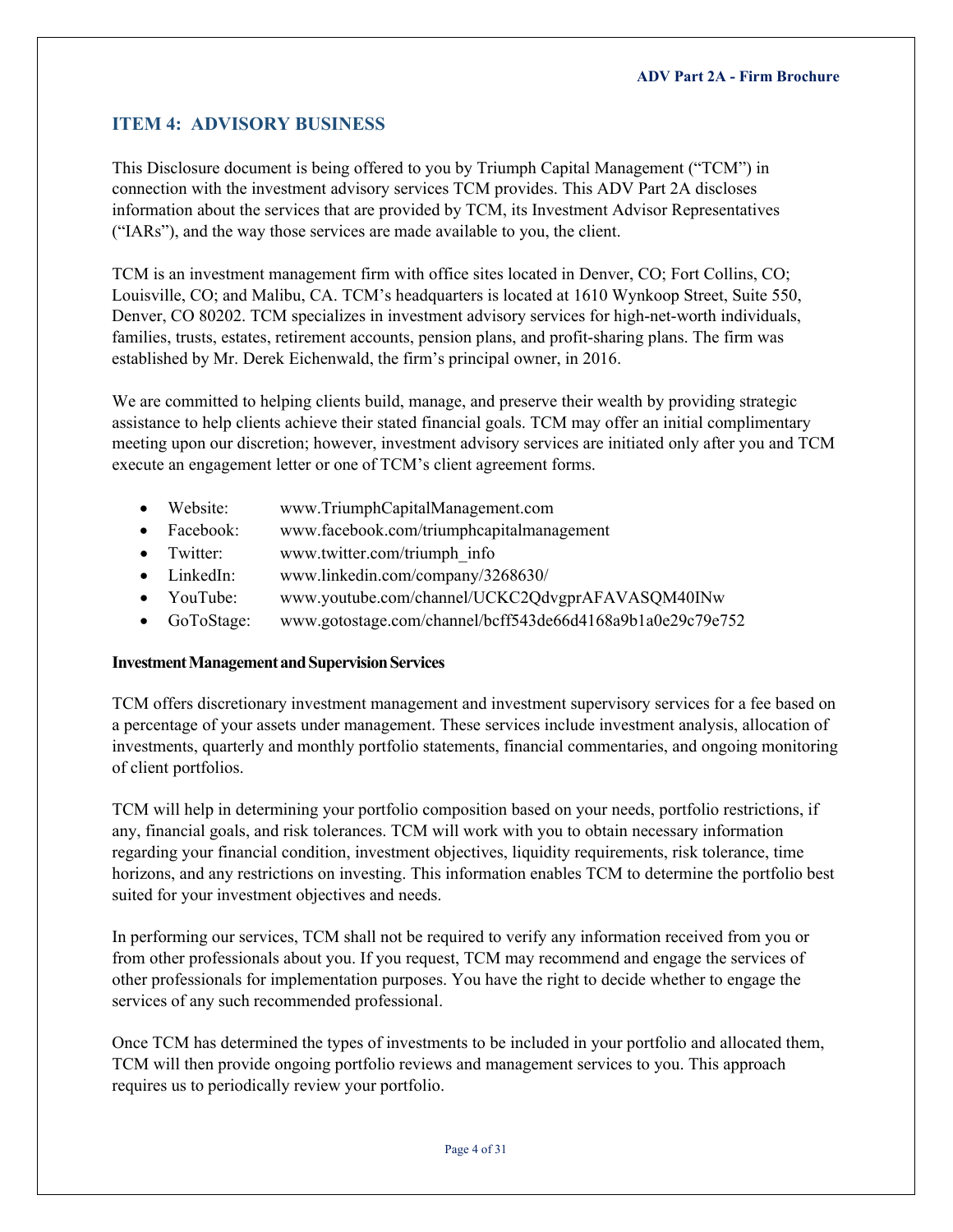## ITEM 4: ADVISORY BUSINESS

This Disclosure document is being offered to you by Triumph Capital Management ("TCM") in connection with the investment advisory services TCM provides. This ADV Part 2A discloses information about the services that are provided by TCM, its Investment Advisor Representatives ("IARs"), and the way those services are made available to you, the client.

TCM is an investment management firm with office sites located in Denver, CO; Fort Collins, CO; Louisville, CO; and Malibu, CA. TCM's headquarters is located at 1610 Wynkoop Street, Suite 550, Denver, CO 80202. TCM specializes in investment advisory services for high-net-worth individuals, families, trusts, estates, retirement accounts, pension plans, and profit-sharing plans. The firm was established by Mr. Derek Eichenwald, the firm's principal owner, in 2016.

We are committed to helping clients build, manage, and preserve their wealth by providing strategic assistance to help clients achieve their stated financial goals. TCM may offer an initial complimentary meeting upon our discretion; however, investment advisory services are initiated only after you and TCM execute an engagement letter or one of TCM's client agreement forms.

- Website: www.TriumphCapitalManagement.com
- Facebook: www.facebook.com/triumphcapitalmanagement
- Twitter: www.twitter.com/triumph_info
- LinkedIn: www.linkedin.com/company/3268630/
- YouTube: www.youtube.com/channel/UCKC2QdvgprAFAVASQM40INw
- GoToStage: www.gotostage.com/channel/bcff543de66d4168a9b1a0e29c79e752

**Investment Management and Supervision Services**

TCM offers discretionary investment management and investment supervisory services for a fee based on a percentage of your assets under management. These services include investment analysis, allocation of investments, quarterly and monthly portfolio statements, financial commentaries, and ongoing monitoring of client portfolios.

TCM will help in determining your portfolio composition based on your needs, portfolio restrictions, if any, financial goals, and risk tolerances. TCM will work with you to obtain necessary information regarding your financial condition, investment objectives, liquidity requirements, risk tolerance, time horizons, and any restrictions on investing. This information enables TCM to determine the portfolio best suited for your investment objectives and needs.

In performing our services, TCM shall not be required to verify any information received from you or from other professionals about you. If you request, TCM may recommend and engage the services of other professionals for implementation purposes. You have the right to decide whether to engage the services of any such recommended professional.

Once TCM has determined the types of investments to be included in your portfolio and allocated them, TCM will then provide ongoing portfolio reviews and management services to you. This approach requires us to periodically review your portfolio.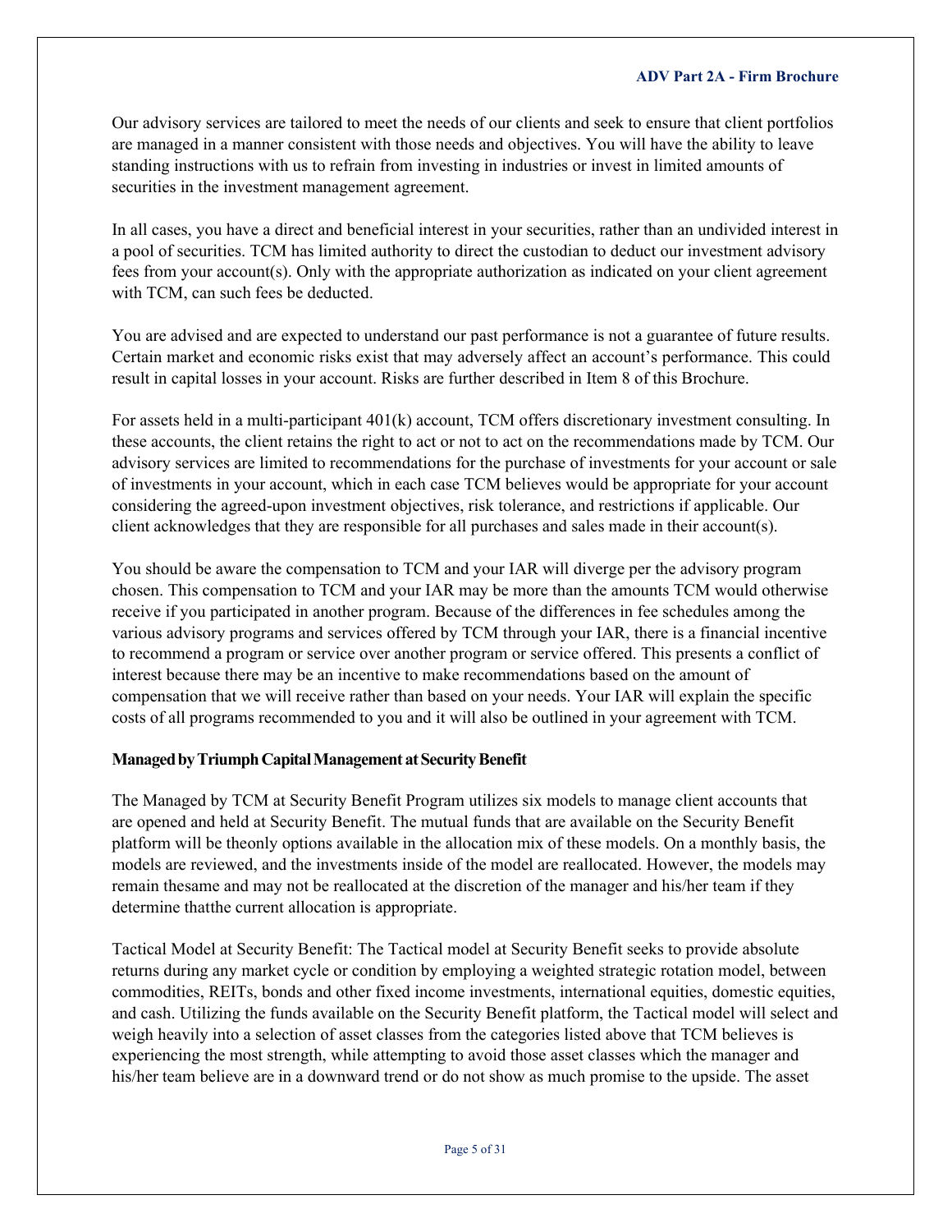Our advisory services are tailored to meet the needs of our clients and seek to ensure that client portfolios are managed in a manner consistent with those needs and objectives. You will have the ability to leave standing instructions with us to refrain from investing in industries or invest in limited amounts of securities in the investment management agreement.

In all cases, you have a direct and beneficial interest in your securities, rather than an undivided interest in a pool of securities. TCM has limited authority to direct the custodian to deduct our investment advisory fees from your account(s). Only with the appropriate authorization as indicated on your client agreement with TCM, can such fees be deducted.

You are advised and are expected to understand our past performance is not a guarantee of future results. Certain market and economic risks exist that may adversely affect an account's performance. This could result in capital losses in your account. Risks are further described in Item 8 of this Brochure.

For assets held in a multi-participant 401(k) account, TCM offers discretionary investment consulting. In these accounts, the client retains the right to act or not to act on the recommendations made by TCM. Our advisory services are limited to recommendations for the purchase of investments for your account or sale of investments in your account, which in each case TCM believes would be appropriate for your account considering the agreed-upon investment objectives, risk tolerance, and restrictions if applicable. Our client acknowledges that they are responsible for all purchases and sales made in their account(s).

You should be aware the compensation to TCM and your IAR will diverge per the advisory program chosen. This compensation to TCM and your IAR may be more than the amounts TCM would otherwise receive if you participated in another program. Because of the differences in fee schedules among the various advisory programs and services offered by TCM through your IAR, there is a financial incentive to recommend a program or service over another program or service offered. This presents a conflict of interest because there may be an incentive to make recommendations based on the amount of compensation that we will receive rather than based on your needs. Your IAR will explain the specific costs of all programs recommended to you and it will also be outlined in your agreement with TCM.

**Managed by Triumph Capital Management at Security Benefit**

The Managed by TCM at Security Benefit Program utilizes six models to manage client accounts that are opened and held at Security Benefit. The mutual funds that are available on the Security Benefit platform will be theonly options available in the allocation mix of these models. On a monthly basis, the models are reviewed, and the investments inside of the model are reallocated. However, the models may remain thesame and may not be reallocated at the discretion of the manager and his/her team if they determine thatthe current allocation is appropriate.

Tactical Model at Security Benefit: The Tactical model at Security Benefit seeks to provide absolute returns during any market cycle or condition by employing a weighted strategic rotation model, between commodities, REITs, bonds and other fixed income investments, international equities, domestic equities, and cash. Utilizing the funds available on the Security Benefit platform, the Tactical model will select and weigh heavily into a selection of asset classes from the categories listed above that TCM believes is experiencing the most strength, while attempting to avoid those asset classes which the manager and his/her team believe are in a downward trend or do not show as much promise to the upside. The asset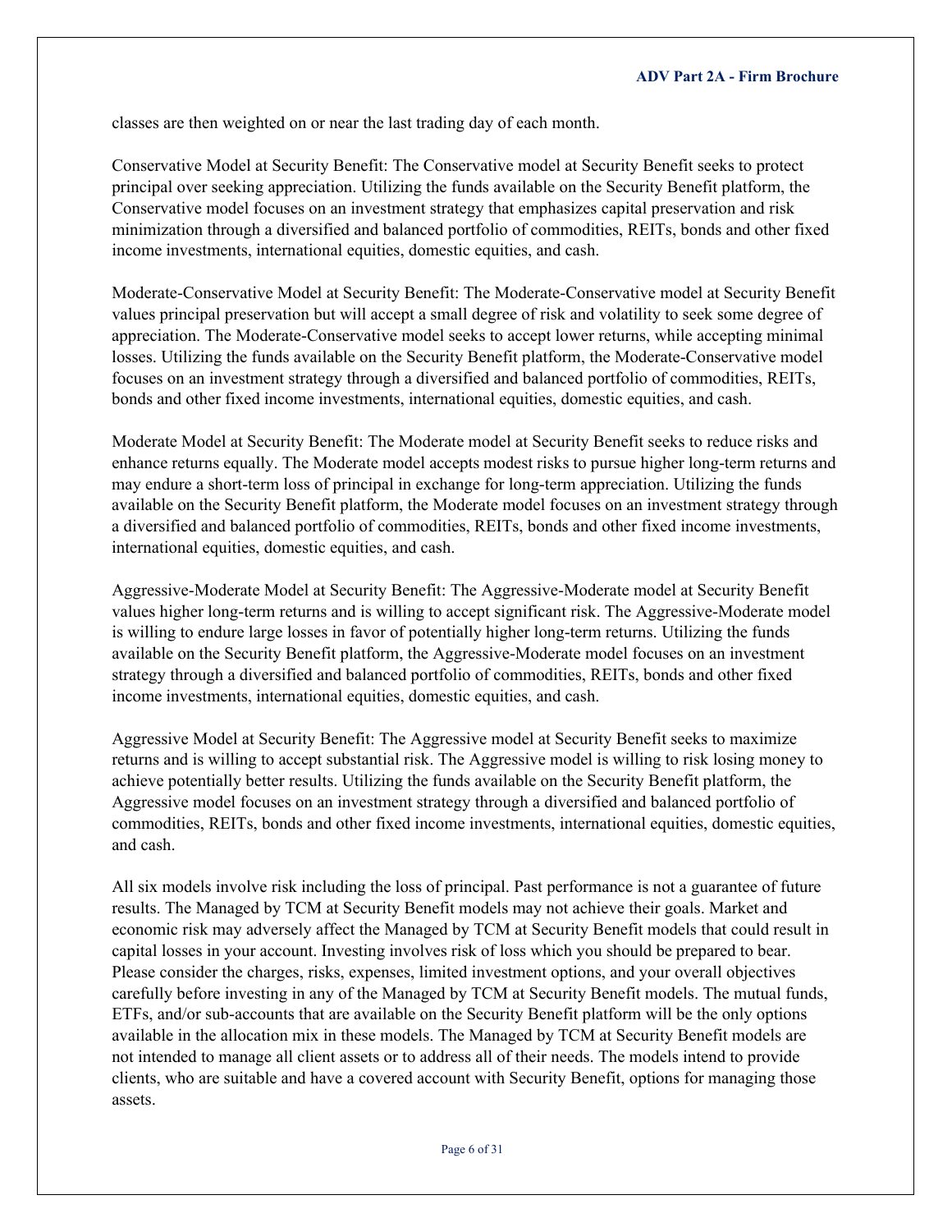classes are then weighted on or near the last trading day of each month.

Conservative Model at Security Benefit: The Conservative model at Security Benefit seeks to protect principal over seeking appreciation. Utilizing the funds available on the Security Benefit platform, the Conservative model focuses on an investment strategy that emphasizes capital preservation and risk minimization through a diversified and balanced portfolio of commodities, REITs, bonds and other fixed income investments, international equities, domestic equities, and cash.

Moderate-Conservative Model at Security Benefit: The Moderate-Conservative model at Security Benefit values principal preservation but will accept a small degree of risk and volatility to seek some degree of appreciation. The Moderate-Conservative model seeks to accept lower returns, while accepting minimal losses. Utilizing the funds available on the Security Benefit platform, the Moderate-Conservative model focuses on an investment strategy through a diversified and balanced portfolio of commodities, REITs, bonds and other fixed income investments, international equities, domestic equities, and cash.

Moderate Model at Security Benefit: The Moderate model at Security Benefit seeks to reduce risks and enhance returns equally. The Moderate model accepts modest risks to pursue higher long-term returns and may endure a short-term loss of principal in exchange for long-term appreciation. Utilizing the funds available on the Security Benefit platform, the Moderate model focuses on an investment strategy through a diversified and balanced portfolio of commodities, REITs, bonds and other fixed income investments, international equities, domestic equities, and cash.

Aggressive-Moderate Model at Security Benefit: The Aggressive-Moderate model at Security Benefit values higher long-term returns and is willing to accept significant risk. The Aggressive-Moderate model is willing to endure large losses in favor of potentially higher long-term returns. Utilizing the funds available on the Security Benefit platform, the Aggressive-Moderate model focuses on an investment strategy through a diversified and balanced portfolio of commodities, REITs, bonds and other fixed income investments, international equities, domestic equities, and cash.

Aggressive Model at Security Benefit: The Aggressive model at Security Benefit seeks to maximize returns and is willing to accept substantial risk. The Aggressive model is willing to risk losing money to achieve potentially better results. Utilizing the funds available on the Security Benefit platform, the Aggressive model focuses on an investment strategy through a diversified and balanced portfolio of commodities, REITs, bonds and other fixed income investments, international equities, domestic equities, and cash.

All six models involve risk including the loss of principal. Past performance is not a guarantee of future results. The Managed by TCM at Security Benefit models may not achieve their goals. Market and economic risk may adversely affect the Managed by TCM at Security Benefit models that could result in capital losses in your account. Investing involves risk of loss which you should be prepared to bear. Please consider the charges, risks, expenses, limited investment options, and your overall objectives carefully before investing in any of the Managed by TCM at Security Benefit models. The mutual funds, ETFs, and/or sub-accounts that are available on the Security Benefit platform will be the only options available in the allocation mix in these models. The Managed by TCM at Security Benefit models are not intended to manage all client assets or to address all of their needs. The models intend to provide clients, who are suitable and have a covered account with Security Benefit, options for managing those assets.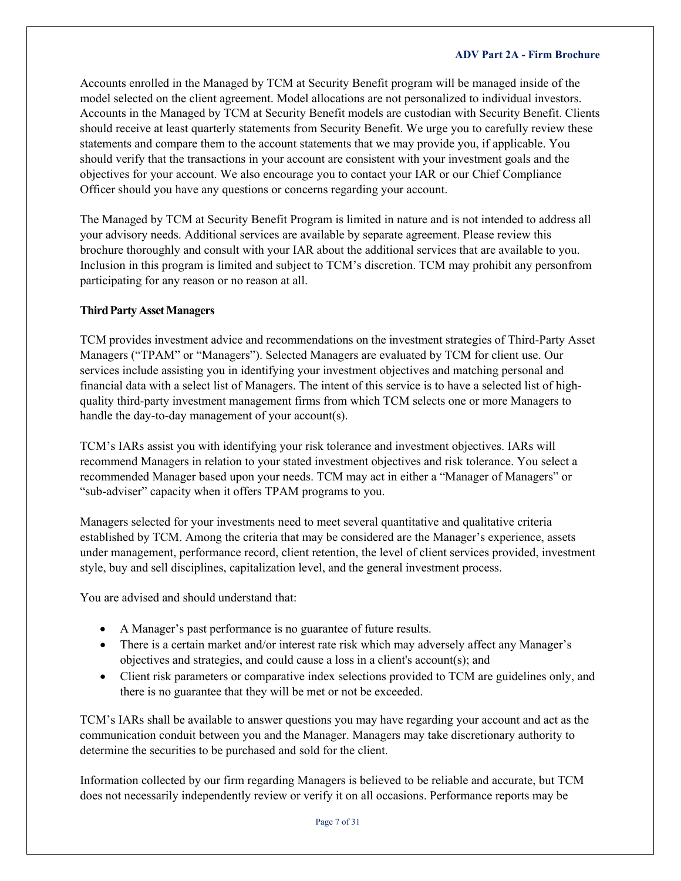Accounts enrolled in the Managed by TCM at Security Benefit program will be managed inside of the model selected on the client agreement. Model allocations are not personalized to individual investors. Accounts in the Managed by TCM at Security Benefit models are custodian with Security Benefit. Clients should receive at least quarterly statements from Security Benefit. We urge you to carefully review these statements and compare them to the account statements that we may provide you, if applicable. You should verify that the transactions in your account are consistent with your investment goals and the objectives for your account. We also encourage you to contact your IAR or our Chief Compliance Officer should you have any questions or concerns regarding your account.

The Managed by TCM at Security Benefit Program is limited in nature and is not intended to address all your advisory needs. Additional services are available by separate agreement. Please review this brochure thoroughly and consult with your IAR about the additional services that are available to you. Inclusion in this program is limited and subject to TCM's discretion. TCM may prohibit any personfrom participating for any reason or no reason at all.

**Third Party Asset Managers**

TCM provides investment advice and recommendations on the investment strategies of Third-Party Asset Managers ("TPAM" or "Managers"). Selected Managers are evaluated by TCM for client use. Our services include assisting you in identifying your investment objectives and matching personal and financial data with a select list of Managers. The intent of this service is to have a selected list of high-quality third-party investment management firms from which TCM selects one or more Managers to handle the day-to-day management of your account(s).

TCM's IARs assist you with identifying your risk tolerance and investment objectives. IARs will recommend Managers in relation to your stated investment objectives and risk tolerance. You select a recommended Manager based upon your needs. TCM may act in either a "Manager of Managers" or "sub-adviser" capacity when it offers TPAM programs to you.

Managers selected for your investments need to meet several quantitative and qualitative criteria established by TCM. Among the criteria that may be considered are the Manager's experience, assets under management, performance record, client retention, the level of client services provided, investment style, buy and sell disciplines, capitalization level, and the general investment process.

You are advised and should understand that:

- A Manager's past performance is no guarantee of future results.
- There is a certain market and/or interest rate risk which may adversely affect any Manager's objectives and strategies, and could cause a loss in a client's account(s); and
- Client risk parameters or comparative index selections provided to TCM are guidelines only, and there is no guarantee that they will be met or not be exceeded.

TCM's IARs shall be available to answer questions you may have regarding your account and act as the communication conduit between you and the Manager. Managers may take discretionary authority to determine the securities to be purchased and sold for the client.

Information collected by our firm regarding Managers is believed to be reliable and accurate, but TCM does not necessarily independently review or verify it on all occasions. Performance reports may be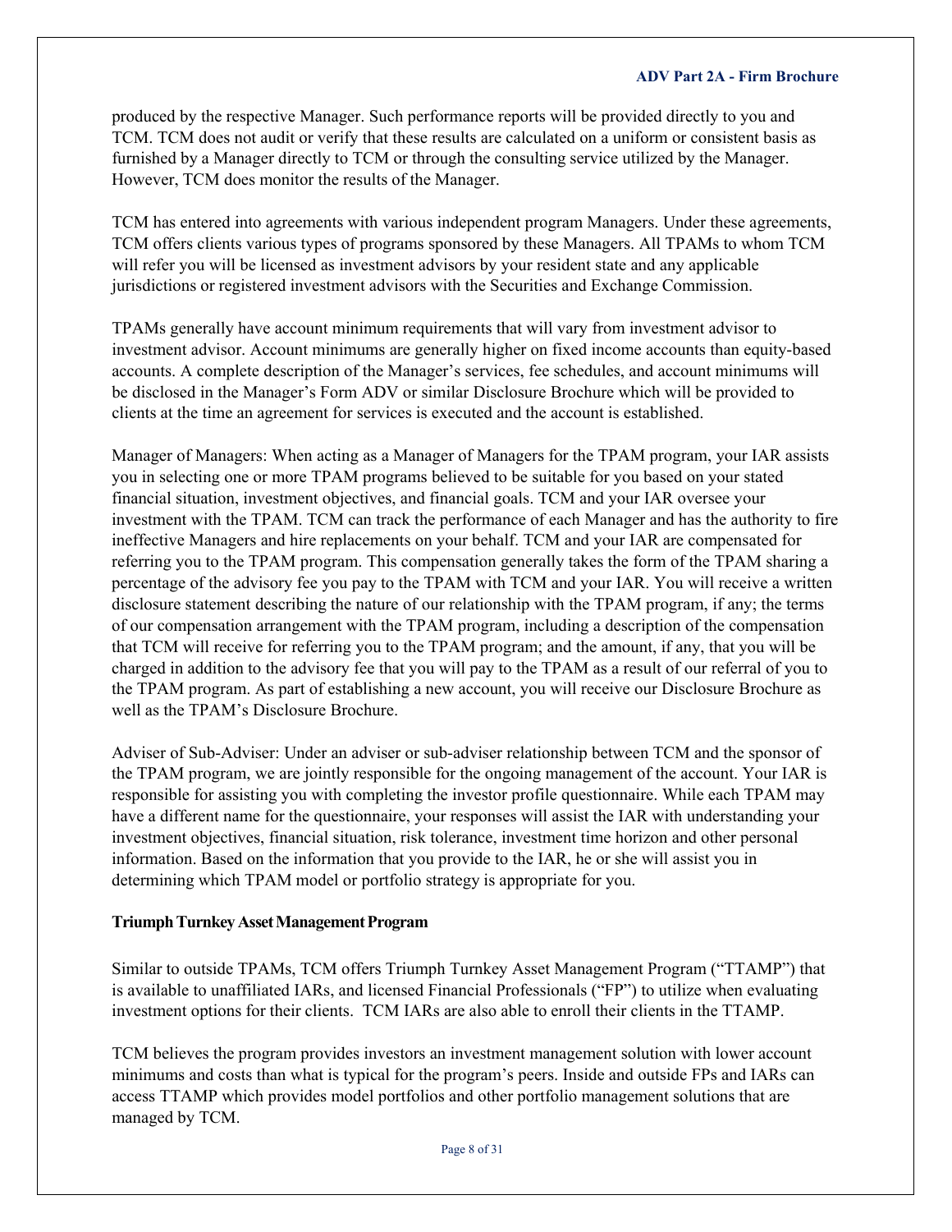produced by the respective Manager. Such performance reports will be provided directly to you and TCM. TCM does not audit or verify that these results are calculated on a uniform or consistent basis as furnished by a Manager directly to TCM or through the consulting service utilized by the Manager. However, TCM does monitor the results of the Manager.

TCM has entered into agreements with various independent program Managers. Under these agreements, TCM offers clients various types of programs sponsored by these Managers. All TPAMs to whom TCM will refer you will be licensed as investment advisors by your resident state and any applicable jurisdictions or registered investment advisors with the Securities and Exchange Commission.

TPAMs generally have account minimum requirements that will vary from investment advisor to investment advisor. Account minimums are generally higher on fixed income accounts than equity-based accounts. A complete description of the Manager's services, fee schedules, and account minimums will be disclosed in the Manager's Form ADV or similar Disclosure Brochure which will be provided to clients at the time an agreement for services is executed and the account is established.

Manager of Managers: When acting as a Manager of Managers for the TPAM program, your IAR assists you in selecting one or more TPAM programs believed to be suitable for you based on your stated financial situation, investment objectives, and financial goals. TCM and your IAR oversee your investment with the TPAM. TCM can track the performance of each Manager and has the authority to fire ineffective Managers and hire replacements on your behalf. TCM and your IAR are compensated for referring you to the TPAM program. This compensation generally takes the form of the TPAM sharing a percentage of the advisory fee you pay to the TPAM with TCM and your IAR. You will receive a written disclosure statement describing the nature of our relationship with the TPAM program, if any; the terms of our compensation arrangement with the TPAM program, including a description of the compensation that TCM will receive for referring you to the TPAM program; and the amount, if any, that you will be charged in addition to the advisory fee that you will pay to the TPAM as a result of our referral of you to the TPAM program. As part of establishing a new account, you will receive our Disclosure Brochure as well as the TPAM's Disclosure Brochure.

Adviser of Sub-Adviser: Under an adviser or sub-adviser relationship between TCM and the sponsor of the TPAM program, we are jointly responsible for the ongoing management of the account. Your IAR is responsible for assisting you with completing the investor profile questionnaire. While each TPAM may have a different name for the questionnaire, your responses will assist the IAR with understanding your investment objectives, financial situation, risk tolerance, investment time horizon and other personal information. Based on the information that you provide to the IAR, he or she will assist you in determining which TPAM model or portfolio strategy is appropriate for you.

**Triumph Turnkey Asset Management Program**

Similar to outside TPAMs, TCM offers Triumph Turnkey Asset Management Program ("TTAMP") that is available to unaffiliated IARs, and licensed Financial Professionals ("FP") to utilize when evaluating investment options for their clients. TCM IARs are also able to enroll their clients in the TTAMP.

TCM believes the program provides investors an investment management solution with lower account minimums and costs than what is typical for the program's peers. Inside and outside FPs and IARs can access TTAMP which provides model portfolios and other portfolio management solutions that are managed by TCM.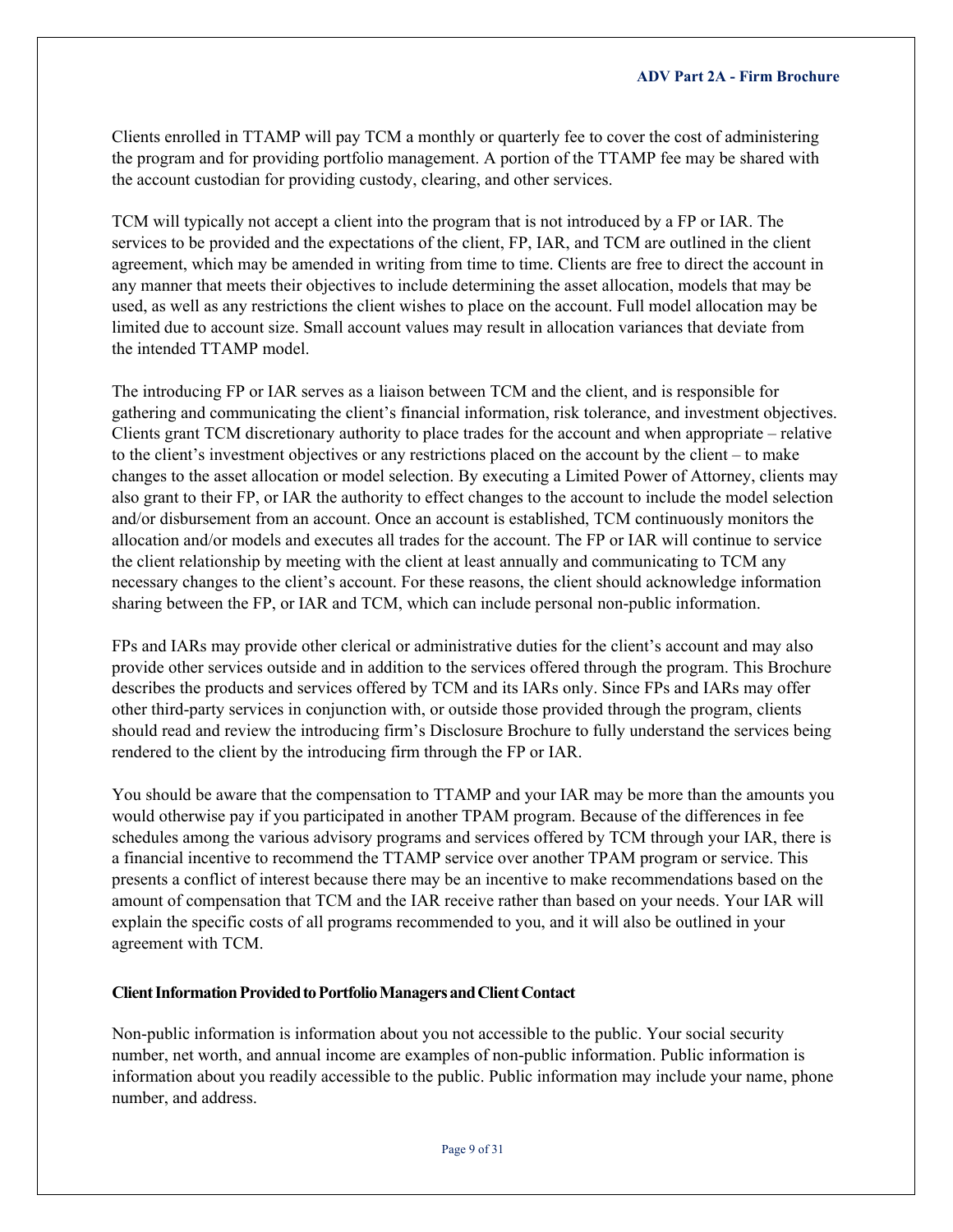Clients enrolled in TTAMP will pay TCM a monthly or quarterly fee to cover the cost of administering the program and for providing portfolio management. A portion of the TTAMP fee may be shared with the account custodian for providing custody, clearing, and other services.

TCM will typically not accept a client into the program that is not introduced by a FP or IAR. The services to be provided and the expectations of the client, FP, IAR, and TCM are outlined in the client agreement, which may be amended in writing from time to time. Clients are free to direct the account in any manner that meets their objectives to include determining the asset allocation, models that may be used, as well as any restrictions the client wishes to place on the account. Full model allocation may be limited due to account size. Small account values may result in allocation variances that deviate from the intended TTAMP model.

The introducing FP or IAR serves as a liaison between TCM and the client, and is responsible for gathering and communicating the client's financial information, risk tolerance, and investment objectives. Clients grant TCM discretionary authority to place trades for the account and when appropriate – relative to the client's investment objectives or any restrictions placed on the account by the client – to make changes to the asset allocation or model selection. By executing a Limited Power of Attorney, clients may also grant to their FP, or IAR the authority to effect changes to the account to include the model selection and/or disbursement from an account. Once an account is established, TCM continuously monitors the allocation and/or models and executes all trades for the account. The FP or IAR will continue to service the client relationship by meeting with the client at least annually and communicating to TCM any necessary changes to the client's account. For these reasons, the client should acknowledge information sharing between the FP, or IAR and TCM, which can include personal non-public information.

FPs and IARs may provide other clerical or administrative duties for the client's account and may also provide other services outside and in addition to the services offered through the program. This Brochure describes the products and services offered by TCM and its IARs only. Since FPs and IARs may offer other third-party services in conjunction with, or outside those provided through the program, clients should read and review the introducing firm's Disclosure Brochure to fully understand the services being rendered to the client by the introducing firm through the FP or IAR.

You should be aware that the compensation to TTAMP and your IAR may be more than the amounts you would otherwise pay if you participated in another TPAM program. Because of the differences in fee schedules among the various advisory programs and services offered by TCM through your IAR, there is a financial incentive to recommend the TTAMP service over another TPAM program or service. This presents a conflict of interest because there may be an incentive to make recommendations based on the amount of compensation that TCM and the IAR receive rather than based on your needs. Your IAR will explain the specific costs of all programs recommended to you, and it will also be outlined in your agreement with TCM.

**Client Information Provided to Portfolio Managers and Client Contact**

Non-public information is information about you not accessible to the public. Your social security number, net worth, and annual income are examples of non-public information. Public information is information about you readily accessible to the public. Public information may include your name, phone number, and address.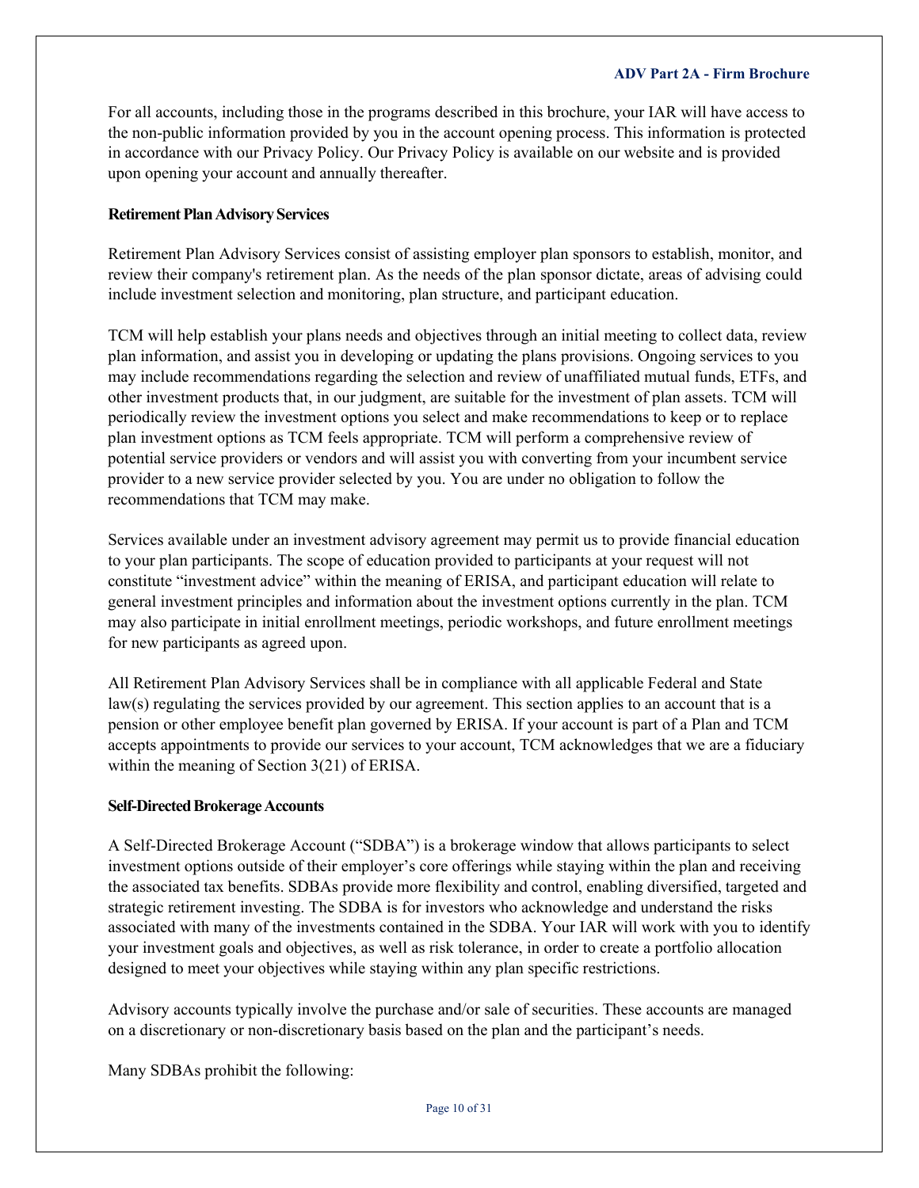For all accounts, including those in the programs described in this brochure, your IAR will have access to the non-public information provided by you in the account opening process. This information is protected in accordance with our Privacy Policy. Our Privacy Policy is available on our website and is provided upon opening your account and annually thereafter.

**Retirement Plan Advisory Services**

Retirement Plan Advisory Services consist of assisting employer plan sponsors to establish, monitor, and review their company's retirement plan. As the needs of the plan sponsor dictate, areas of advising could include investment selection and monitoring, plan structure, and participant education.

TCM will help establish your plans needs and objectives through an initial meeting to collect data, review plan information, and assist you in developing or updating the plans provisions. Ongoing services to you may include recommendations regarding the selection and review of unaffiliated mutual funds, ETFs, and other investment products that, in our judgment, are suitable for the investment of plan assets. TCM will periodically review the investment options you select and make recommendations to keep or to replace plan investment options as TCM feels appropriate. TCM will perform a comprehensive review of potential service providers or vendors and will assist you with converting from your incumbent service provider to a new service provider selected by you. You are under no obligation to follow the recommendations that TCM may make.

Services available under an investment advisory agreement may permit us to provide financial education to your plan participants. The scope of education provided to participants at your request will not constitute "investment advice" within the meaning of ERISA, and participant education will relate to general investment principles and information about the investment options currently in the plan. TCM may also participate in initial enrollment meetings, periodic workshops, and future enrollment meetings for new participants as agreed upon.

All Retirement Plan Advisory Services shall be in compliance with all applicable Federal and State law(s) regulating the services provided by our agreement. This section applies to an account that is a pension or other employee benefit plan governed by ERISA. If your account is part of a Plan and TCM accepts appointments to provide our services to your account, TCM acknowledges that we are a fiduciary within the meaning of Section 3(21) of ERISA.

**Self-Directed Brokerage Accounts**

A Self-Directed Brokerage Account ("SDBA") is a brokerage window that allows participants to select investment options outside of their employer's core offerings while staying within the plan and receiving the associated tax benefits. SDBAs provide more flexibility and control, enabling diversified, targeted and strategic retirement investing. The SDBA is for investors who acknowledge and understand the risks associated with many of the investments contained in the SDBA. Your IAR will work with you to identify your investment goals and objectives, as well as risk tolerance, in order to create a portfolio allocation designed to meet your objectives while staying within any plan specific restrictions.

Advisory accounts typically involve the purchase and/or sale of securities. These accounts are managed on a discretionary or non-discretionary basis based on the plan and the participant's needs.

Many SDBAs prohibit the following: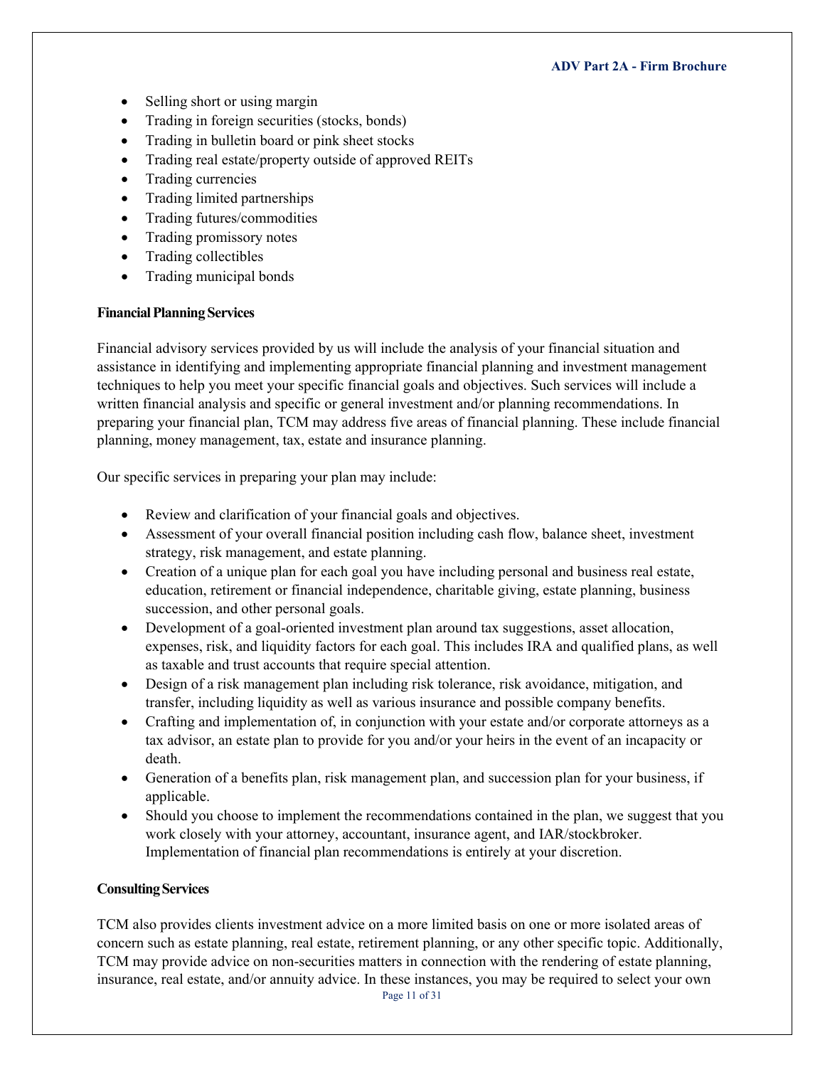- Selling short or using margin
- Trading in foreign securities (stocks, bonds)
- Trading in bulletin board or pink sheet stocks
- Trading real estate/property outside of approved REITs
- Trading currencies
- Trading limited partnerships
- Trading futures/commodities
- Trading promissory notes
- Trading collectibles
- Trading municipal bonds

**Financial Planning Services**

Financial advisory services provided by us will include the analysis of your financial situation and assistance in identifying and implementing appropriate financial planning and investment management techniques to help you meet your specific financial goals and objectives. Such services will include a written financial analysis and specific or general investment and/or planning recommendations. In preparing your financial plan, TCM may address five areas of financial planning. These include financial planning, money management, tax, estate and insurance planning.

Our specific services in preparing your plan may include:

- Review and clarification of your financial goals and objectives.
- Assessment of your overall financial position including cash flow, balance sheet, investment strategy, risk management, and estate planning.
- Creation of a unique plan for each goal you have including personal and business real estate, education, retirement or financial independence, charitable giving, estate planning, business succession, and other personal goals.
- Development of a goal-oriented investment plan around tax suggestions, asset allocation, expenses, risk, and liquidity factors for each goal. This includes IRA and qualified plans, as well as taxable and trust accounts that require special attention.
- Design of a risk management plan including risk tolerance, risk avoidance, mitigation, and transfer, including liquidity as well as various insurance and possible company benefits.
- Crafting and implementation of, in conjunction with your estate and/or corporate attorneys as a tax advisor, an estate plan to provide for you and/or your heirs in the event of an incapacity or death.
- Generation of a benefits plan, risk management plan, and succession plan for your business, if applicable.
- Should you choose to implement the recommendations contained in the plan, we suggest that you work closely with your attorney, accountant, insurance agent, and IAR/stockbroker. Implementation of financial plan recommendations is entirely at your discretion.

**Consulting Services**

TCM also provides clients investment advice on a more limited basis on one or more isolated areas of concern such as estate planning, real estate, retirement planning, or any other specific topic. Additionally, TCM may provide advice on non-securities matters in connection with the rendering of estate planning, insurance, real estate, and/or annuity advice. In these instances, you may be required to select your own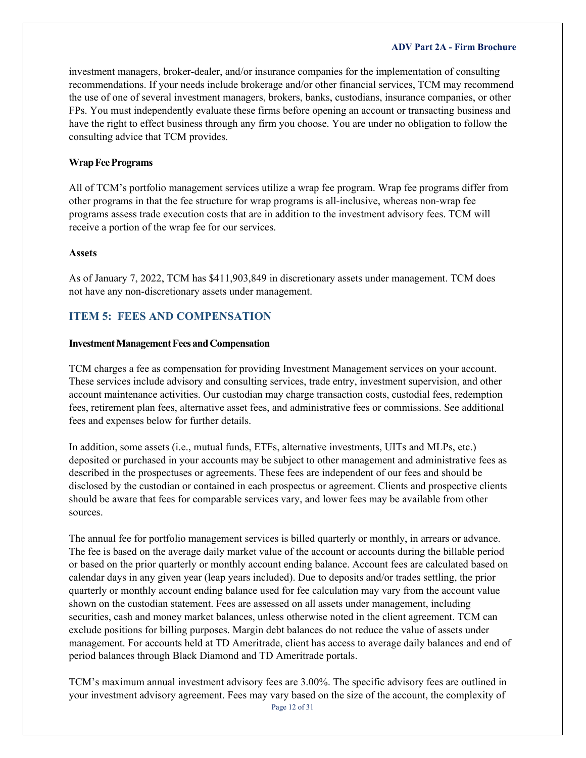investment managers, broker-dealer, and/or insurance companies for the implementation of consulting recommendations. If your needs include brokerage and/or other financial services, TCM may recommend the use of one of several investment managers, brokers, banks, custodians, insurance companies, or other FPs. You must independently evaluate these firms before opening an account or transacting business and have the right to effect business through any firm you choose. You are under no obligation to follow the consulting advice that TCM provides.

**Wrap Fee Programs**

All of TCM's portfolio management services utilize a wrap fee program. Wrap fee programs differ from other programs in that the fee structure for wrap programs is all-inclusive, whereas non-wrap fee programs assess trade execution costs that are in addition to the investment advisory fees. TCM will receive a portion of the wrap fee for our services.

**Assets**

As of January 7, 2022, TCM has $411,903,849 in discretionary assets under management. TCM does not have any non-discretionary assets under management.

## ITEM 5: FEES AND COMPENSATION

**Investment Management Fees and Compensation**

TCM charges a fee as compensation for providing Investment Management services on your account. These services include advisory and consulting services, trade entry, investment supervision, and other account maintenance activities. Our custodian may charge transaction costs, custodial fees, redemption fees, retirement plan fees, alternative asset fees, and administrative fees or commissions. See additional fees and expenses below for further details.

In addition, some assets (i.e., mutual funds, ETFs, alternative investments, UITs and MLPs, etc.) deposited or purchased in your accounts may be subject to other management and administrative fees as described in the prospectuses or agreements. These fees are independent of our fees and should be disclosed by the custodian or contained in each prospectus or agreement. Clients and prospective clients should be aware that fees for comparable services vary, and lower fees may be available from other sources.

The annual fee for portfolio management services is billed quarterly or monthly, in arrears or advance. The fee is based on the average daily market value of the account or accounts during the billable period or based on the prior quarterly or monthly account ending balance. Account fees are calculated based on calendar days in any given year (leap years included). Due to deposits and/or trades settling, the prior quarterly or monthly account ending balance used for fee calculation may vary from the account value shown on the custodian statement. Fees are assessed on all assets under management, including securities, cash and money market balances, unless otherwise noted in the client agreement. TCM can exclude positions for billing purposes. Margin debt balances do not reduce the value of assets under management. For accounts held at TD Ameritrade, client has access to average daily balances and end of period balances through Black Diamond and TD Ameritrade portals.

TCM's maximum annual investment advisory fees are 3.00%. The specific advisory fees are outlined in your investment advisory agreement. Fees may vary based on the size of the account, the complexity of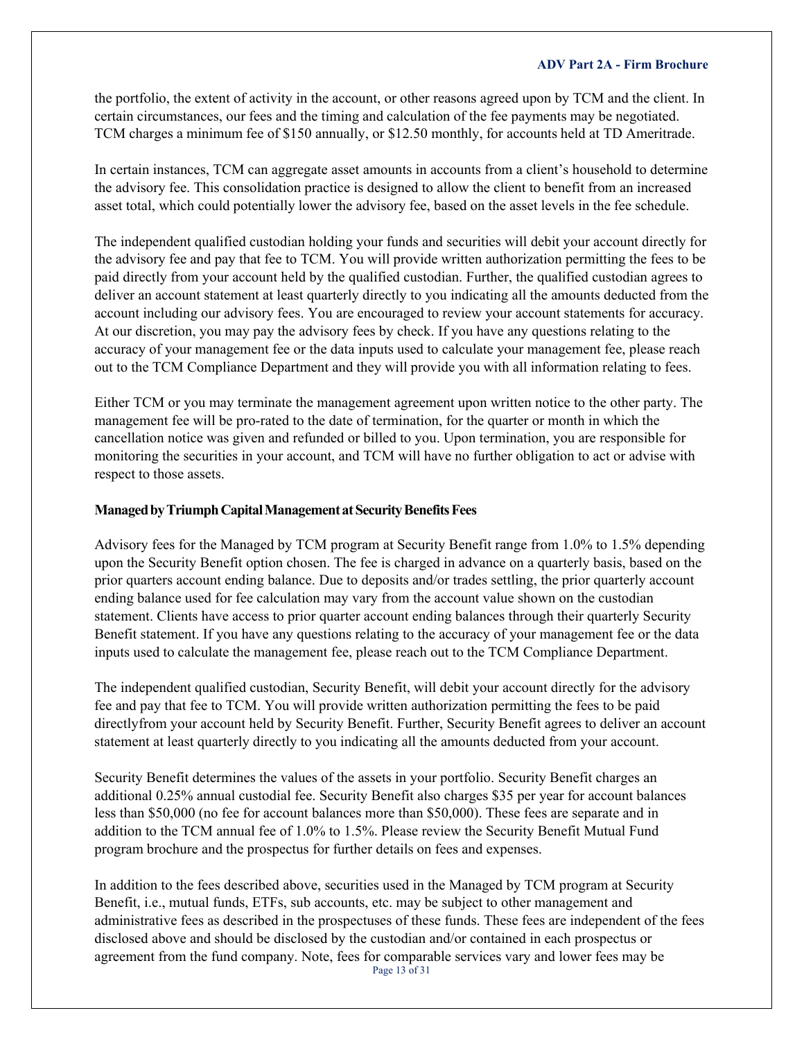the portfolio, the extent of activity in the account, or other reasons agreed upon by TCM and the client. In certain circumstances, our fees and the timing and calculation of the fee payments may be negotiated. TCM charges a minimum fee of $150 annually, or $12.50 monthly, for accounts held at TD Ameritrade.

In certain instances, TCM can aggregate asset amounts in accounts from a client's household to determine the advisory fee. This consolidation practice is designed to allow the client to benefit from an increased asset total, which could potentially lower the advisory fee, based on the asset levels in the fee schedule.

The independent qualified custodian holding your funds and securities will debit your account directly for the advisory fee and pay that fee to TCM. You will provide written authorization permitting the fees to be paid directly from your account held by the qualified custodian. Further, the qualified custodian agrees to deliver an account statement at least quarterly directly to you indicating all the amounts deducted from the account including our advisory fees. You are encouraged to review your account statements for accuracy. At our discretion, you may pay the advisory fees by check. If you have any questions relating to the accuracy of your management fee or the data inputs used to calculate your management fee, please reach out to the TCM Compliance Department and they will provide you with all information relating to fees.

Either TCM or you may terminate the management agreement upon written notice to the other party. The management fee will be pro-rated to the date of termination, for the quarter or month in which the cancellation notice was given and refunded or billed to you. Upon termination, you are responsible for monitoring the securities in your account, and TCM will have no further obligation to act or advise with respect to those assets.

**Managed by Triumph Capital Management at Security Benefits Fees**

Advisory fees for the Managed by TCM program at Security Benefit range from 1.0% to 1.5% depending upon the Security Benefit option chosen. The fee is charged in advance on a quarterly basis, based on the prior quarters account ending balance. Due to deposits and/or trades settling, the prior quarterly account ending balance used for fee calculation may vary from the account value shown on the custodian statement. Clients have access to prior quarter account ending balances through their quarterly Security Benefit statement. If you have any questions relating to the accuracy of your management fee or the data inputs used to calculate the management fee, please reach out to the TCM Compliance Department.

The independent qualified custodian, Security Benefit, will debit your account directly for the advisory fee and pay that fee to TCM. You will provide written authorization permitting the fees to be paid directlyfrom your account held by Security Benefit. Further, Security Benefit agrees to deliver an account statement at least quarterly directly to you indicating all the amounts deducted from your account.

Security Benefit determines the values of the assets in your portfolio. Security Benefit charges an additional 0.25% annual custodial fee. Security Benefit also charges $35 per year for account balances less than $50,000 (no fee for account balances more than $50,000). These fees are separate and in addition to the TCM annual fee of 1.0% to 1.5%. Please review the Security Benefit Mutual Fund program brochure and the prospectus for further details on fees and expenses.

In addition to the fees described above, securities used in the Managed by TCM program at Security Benefit, i.e., mutual funds, ETFs, sub accounts, etc. may be subject to other management and administrative fees as described in the prospectuses of these funds. These fees are independent of the fees disclosed above and should be disclosed by the custodian and/or contained in each prospectus or agreement from the fund company. Note, fees for comparable services vary and lower fees may be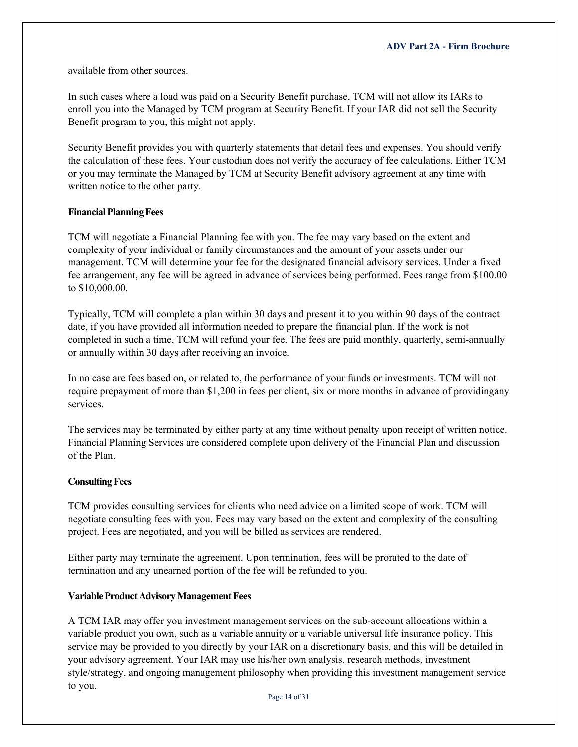available from other sources.

In such cases where a load was paid on a Security Benefit purchase, TCM will not allow its IARs to enroll you into the Managed by TCM program at Security Benefit. If your IAR did not sell the Security Benefit program to you, this might not apply.

Security Benefit provides you with quarterly statements that detail fees and expenses. You should verify the calculation of these fees. Your custodian does not verify the accuracy of fee calculations. Either TCM or you may terminate the Managed by TCM at Security Benefit advisory agreement at any time with written notice to the other party.

**Financial Planning Fees**

TCM will negotiate a Financial Planning fee with you. The fee may vary based on the extent and complexity of your individual or family circumstances and the amount of your assets under our management. TCM will determine your fee for the designated financial advisory services. Under a fixed fee arrangement, any fee will be agreed in advance of services being performed. Fees range from $100.00 to $10,000.00.

Typically, TCM will complete a plan within 30 days and present it to you within 90 days of the contract date, if you have provided all information needed to prepare the financial plan. If the work is not completed in such a time, TCM will refund your fee. The fees are paid monthly, quarterly, semi-annually or annually within 30 days after receiving an invoice.

In no case are fees based on, or related to, the performance of your funds or investments. TCM will not require prepayment of more than $1,200 in fees per client, six or more months in advance of providingany services.

The services may be terminated by either party at any time without penalty upon receipt of written notice. Financial Planning Services are considered complete upon delivery of the Financial Plan and discussion of the Plan.

**Consulting Fees**

TCM provides consulting services for clients who need advice on a limited scope of work. TCM will negotiate consulting fees with you. Fees may vary based on the extent and complexity of the consulting project. Fees are negotiated, and you will be billed as services are rendered.

Either party may terminate the agreement. Upon termination, fees will be prorated to the date of termination and any unearned portion of the fee will be refunded to you.

**Variable Product Advisory Management Fees**

A TCM IAR may offer you investment management services on the sub-account allocations within a variable product you own, such as a variable annuity or a variable universal life insurance policy. This service may be provided to you directly by your IAR on a discretionary basis, and this will be detailed in your advisory agreement. Your IAR may use his/her own analysis, research methods, investment style/strategy, and ongoing management philosophy when providing this investment management service to you.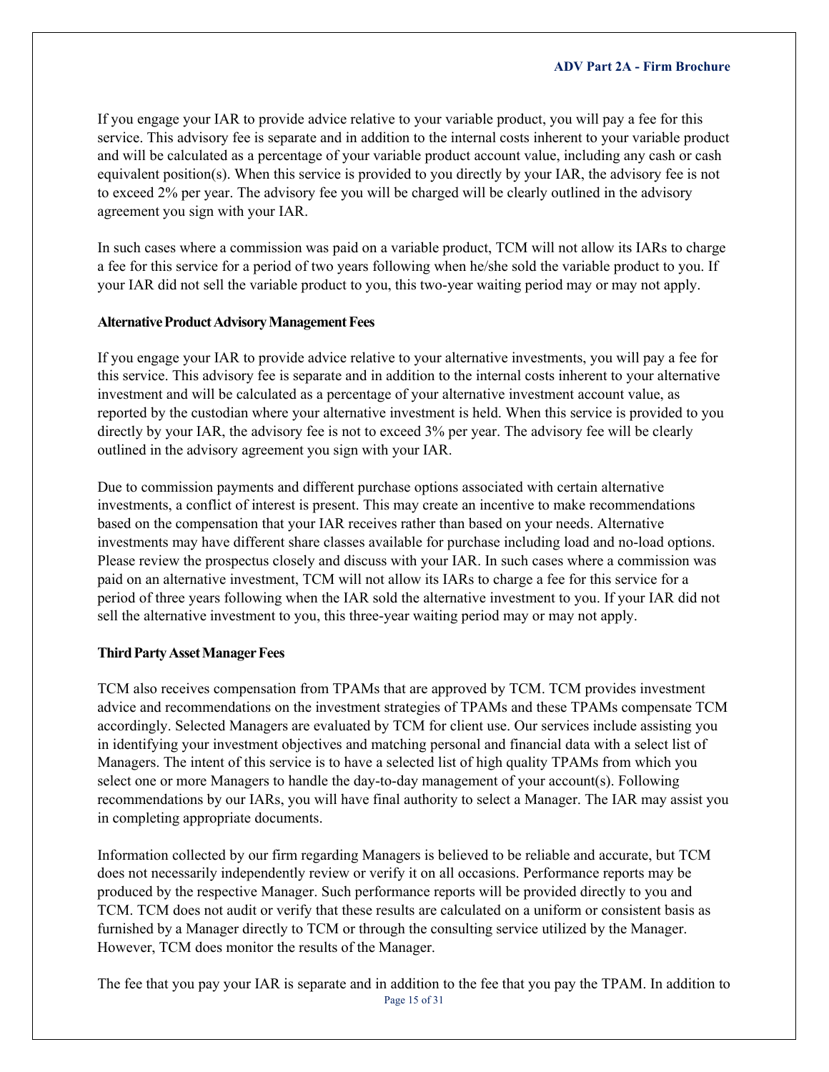If you engage your IAR to provide advice relative to your variable product, you will pay a fee for this service. This advisory fee is separate and in addition to the internal costs inherent to your variable product and will be calculated as a percentage of your variable product account value, including any cash or cash equivalent position(s). When this service is provided to you directly by your IAR, the advisory fee is not to exceed 2% per year. The advisory fee you will be charged will be clearly outlined in the advisory agreement you sign with your IAR.

In such cases where a commission was paid on a variable product, TCM will not allow its IARs to charge a fee for this service for a period of two years following when he/she sold the variable product to you. If your IAR did not sell the variable product to you, this two-year waiting period may or may not apply.

**Alternative Product Advisory Management Fees**

If you engage your IAR to provide advice relative to your alternative investments, you will pay a fee for this service. This advisory fee is separate and in addition to the internal costs inherent to your alternative investment and will be calculated as a percentage of your alternative investment account value, as reported by the custodian where your alternative investment is held. When this service is provided to you directly by your IAR, the advisory fee is not to exceed 3% per year. The advisory fee will be clearly outlined in the advisory agreement you sign with your IAR.

Due to commission payments and different purchase options associated with certain alternative investments, a conflict of interest is present. This may create an incentive to make recommendations based on the compensation that your IAR receives rather than based on your needs. Alternative investments may have different share classes available for purchase including load and no-load options. Please review the prospectus closely and discuss with your IAR. In such cases where a commission was paid on an alternative investment, TCM will not allow its IARs to charge a fee for this service for a period of three years following when the IAR sold the alternative investment to you. If your IAR did not sell the alternative investment to you, this three-year waiting period may or may not apply.

**Third Party Asset Manager Fees**

TCM also receives compensation from TPAMs that are approved by TCM. TCM provides investment advice and recommendations on the investment strategies of TPAMs and these TPAMs compensate TCM accordingly. Selected Managers are evaluated by TCM for client use. Our services include assisting you in identifying your investment objectives and matching personal and financial data with a select list of Managers. The intent of this service is to have a selected list of high quality TPAMs from which you select one or more Managers to handle the day-to-day management of your account(s). Following recommendations by our IARs, you will have final authority to select a Manager. The IAR may assist you in completing appropriate documents.

Information collected by our firm regarding Managers is believed to be reliable and accurate, but TCM does not necessarily independently review or verify it on all occasions. Performance reports may be produced by the respective Manager. Such performance reports will be provided directly to you and TCM. TCM does not audit or verify that these results are calculated on a uniform or consistent basis as furnished by a Manager directly to TCM or through the consulting service utilized by the Manager. However, TCM does monitor the results of the Manager.

The fee that you pay your IAR is separate and in addition to the fee that you pay the TPAM. In addition to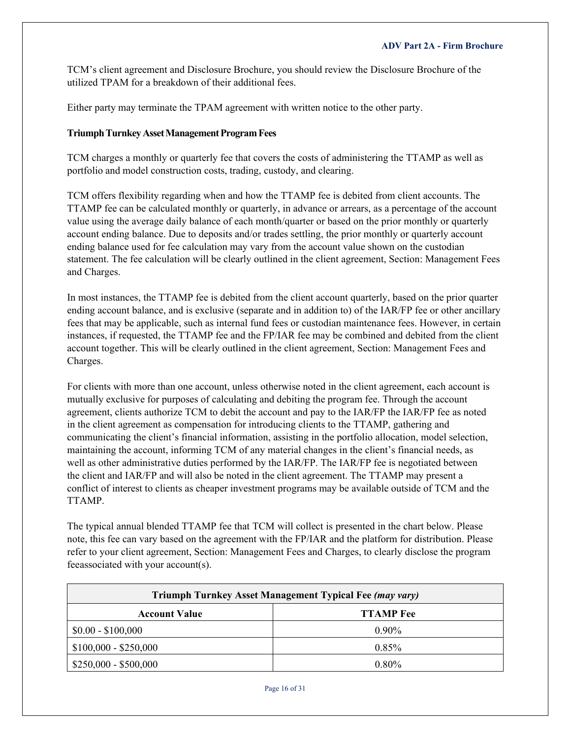TCM's client agreement and Disclosure Brochure, you should review the Disclosure Brochure of the utilized TPAM for a breakdown of their additional fees.

Either party may terminate the TPAM agreement with written notice to the other party.

**Triumph Turnkey Asset Management Program Fees**

TCM charges a monthly or quarterly fee that covers the costs of administering the TTAMP as well as portfolio and model construction costs, trading, custody, and clearing.

TCM offers flexibility regarding when and how the TTAMP fee is debited from client accounts. The TTAMP fee can be calculated monthly or quarterly, in advance or arrears, as a percentage of the account value using the average daily balance of each month/quarter or based on the prior monthly or quarterly account ending balance. Due to deposits and/or trades settling, the prior monthly or quarterly account ending balance used for fee calculation may vary from the account value shown on the custodian statement. The fee calculation will be clearly outlined in the client agreement, Section: Management Fees and Charges.

In most instances, the TTAMP fee is debited from the client account quarterly, based on the prior quarter ending account balance, and is exclusive (separate and in addition to) of the IAR/FP fee or other ancillary fees that may be applicable, such as internal fund fees or custodian maintenance fees. However, in certain instances, if requested, the TTAMP fee and the FP/IAR fee may be combined and debited from the client account together. This will be clearly outlined in the client agreement, Section: Management Fees and Charges.

For clients with more than one account, unless otherwise noted in the client agreement, each account is mutually exclusive for purposes of calculating and debiting the program fee. Through the account agreement, clients authorize TCM to debit the account and pay to the IAR/FP the IAR/FP fee as noted in the client agreement as compensation for introducing clients to the TTAMP, gathering and communicating the client's financial information, assisting in the portfolio allocation, model selection, maintaining the account, informing TCM of any material changes in the client's financial needs, as well as other administrative duties performed by the IAR/FP. The IAR/FP fee is negotiated between the client and IAR/FP and will also be noted in the client agreement. The TTAMP may present a conflict of interest to clients as cheaper investment programs may be available outside of TCM and the TTAMP.

The typical annual blended TTAMP fee that TCM will collect is presented in the chart below. Please note, this fee can vary based on the agreement with the FP/IAR and the platform for distribution. Please refer to your client agreement, Section: Management Fees and Charges, to clearly disclose the program feeassociated with your account(s).

| **Triumph Turnkey Asset Management Typical Fee *(may vary)*** | |
|---|---|
| **Account Value** | **TTAMP Fee** |
| $0.00 - $100,000 | 0.90% |
| $100,000 - $250,000 | 0.85% |
| $250,000 - $500,000 | 0.80% |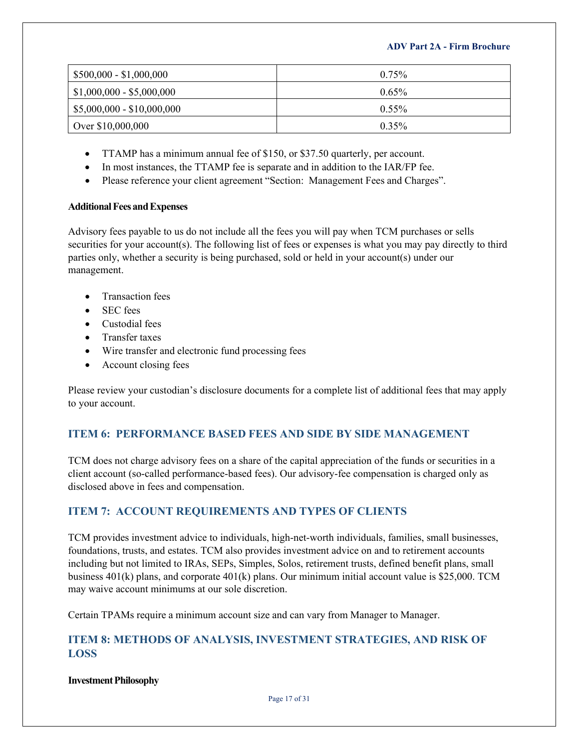| $500,000 - $1,000,000 | 0.75% |
|---|---|
| $1,000,000 - $5,000,000 | 0.65% |
| $5,000,000 - $10,000,000 | 0.55% |
| Over $10,000,000 | 0.35% |

- TTAMP has a minimum annual fee of $150, or $37.50 quarterly, per account.
- In most instances, the TTAMP fee is separate and in addition to the IAR/FP fee.
- Please reference your client agreement "Section: Management Fees and Charges".

**Additional Fees and Expenses**

Advisory fees payable to us do not include all the fees you will pay when TCM purchases or sells securities for your account(s). The following list of fees or expenses is what you may pay directly to third parties only, whether a security is being purchased, sold or held in your account(s) under our management.

- Transaction fees
- SEC fees
- Custodial fees
- Transfer taxes
- Wire transfer and electronic fund processing fees
- Account closing fees

Please review your custodian's disclosure documents for a complete list of additional fees that may apply to your account.

## ITEM 6: PERFORMANCE BASED FEES AND SIDE BY SIDE MANAGEMENT

TCM does not charge advisory fees on a share of the capital appreciation of the funds or securities in a client account (so-called performance-based fees). Our advisory-fee compensation is charged only as disclosed above in fees and compensation.

## ITEM 7: ACCOUNT REQUIREMENTS AND TYPES OF CLIENTS

TCM provides investment advice to individuals, high-net-worth individuals, families, small businesses, foundations, trusts, and estates. TCM also provides investment advice on and to retirement accounts including but not limited to IRAs, SEPs, Simples, Solos, retirement trusts, defined benefit plans, small business 401(k) plans, and corporate 401(k) plans. Our minimum initial account value is $25,000. TCM may waive account minimums at our sole discretion.

Certain TPAMs require a minimum account size and can vary from Manager to Manager.

## ITEM 8: METHODS OF ANALYSIS, INVESTMENT STRATEGIES, AND RISK OF LOSS

**Investment Philosophy**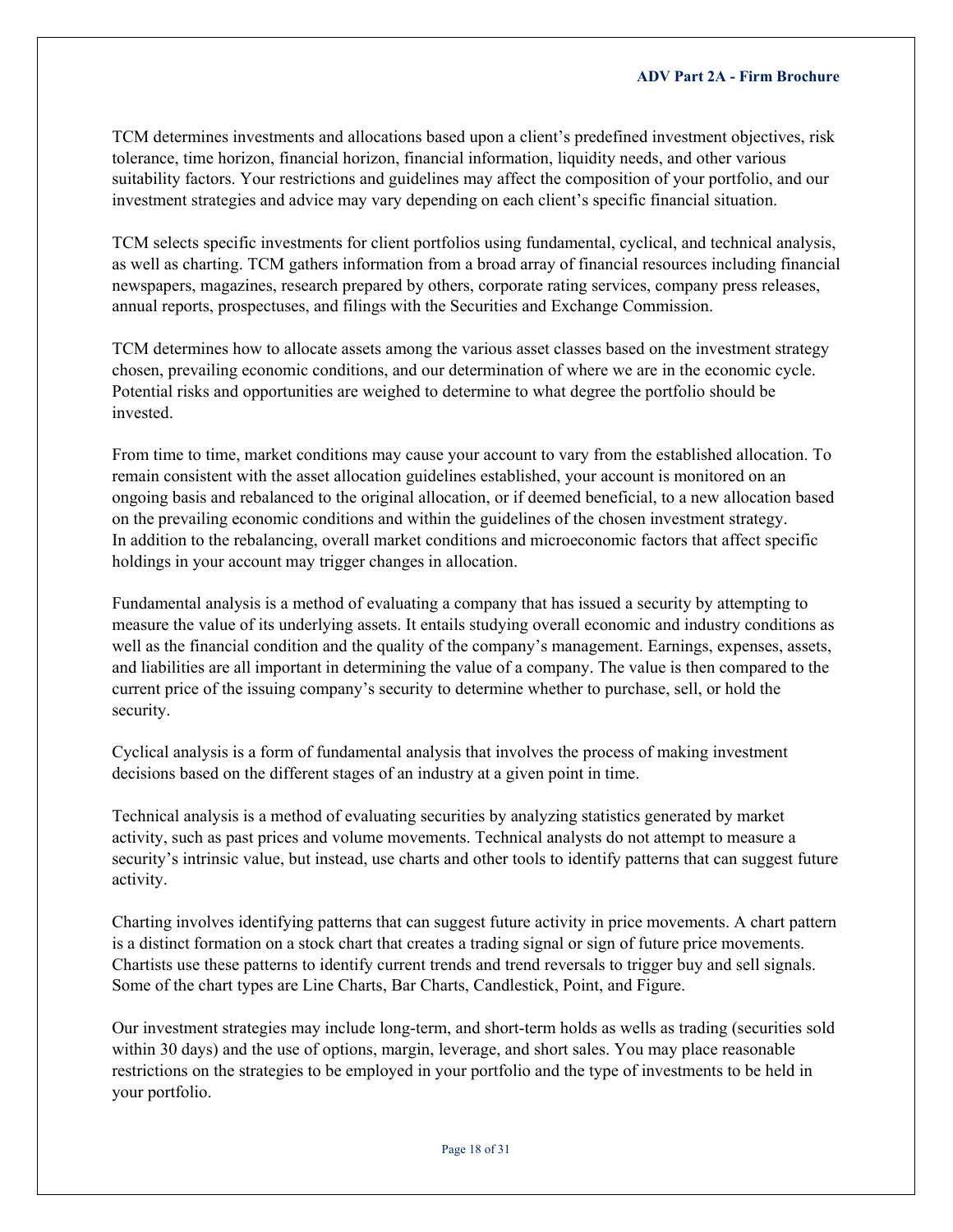TCM determines investments and allocations based upon a client's predefined investment objectives, risk tolerance, time horizon, financial horizon, financial information, liquidity needs, and other various suitability factors. Your restrictions and guidelines may affect the composition of your portfolio, and our investment strategies and advice may vary depending on each client's specific financial situation.

TCM selects specific investments for client portfolios using fundamental, cyclical, and technical analysis, as well as charting. TCM gathers information from a broad array of financial resources including financial newspapers, magazines, research prepared by others, corporate rating services, company press releases, annual reports, prospectuses, and filings with the Securities and Exchange Commission.

TCM determines how to allocate assets among the various asset classes based on the investment strategy chosen, prevailing economic conditions, and our determination of where we are in the economic cycle. Potential risks and opportunities are weighed to determine to what degree the portfolio should be invested.

From time to time, market conditions may cause your account to vary from the established allocation. To remain consistent with the asset allocation guidelines established, your account is monitored on an ongoing basis and rebalanced to the original allocation, or if deemed beneficial, to a new allocation based on the prevailing economic conditions and within the guidelines of the chosen investment strategy. In addition to the rebalancing, overall market conditions and microeconomic factors that affect specific holdings in your account may trigger changes in allocation.

Fundamental analysis is a method of evaluating a company that has issued a security by attempting to measure the value of its underlying assets. It entails studying overall economic and industry conditions as well as the financial condition and the quality of the company's management. Earnings, expenses, assets, and liabilities are all important in determining the value of a company. The value is then compared to the current price of the issuing company's security to determine whether to purchase, sell, or hold the security.

Cyclical analysis is a form of fundamental analysis that involves the process of making investment decisions based on the different stages of an industry at a given point in time.

Technical analysis is a method of evaluating securities by analyzing statistics generated by market activity, such as past prices and volume movements. Technical analysts do not attempt to measure a security's intrinsic value, but instead, use charts and other tools to identify patterns that can suggest future activity.

Charting involves identifying patterns that can suggest future activity in price movements. A chart pattern is a distinct formation on a stock chart that creates a trading signal or sign of future price movements. Chartists use these patterns to identify current trends and trend reversals to trigger buy and sell signals. Some of the chart types are Line Charts, Bar Charts, Candlestick, Point, and Figure.

Our investment strategies may include long-term, and short-term holds as wells as trading (securities sold within 30 days) and the use of options, margin, leverage, and short sales. You may place reasonable restrictions on the strategies to be employed in your portfolio and the type of investments to be held in your portfolio.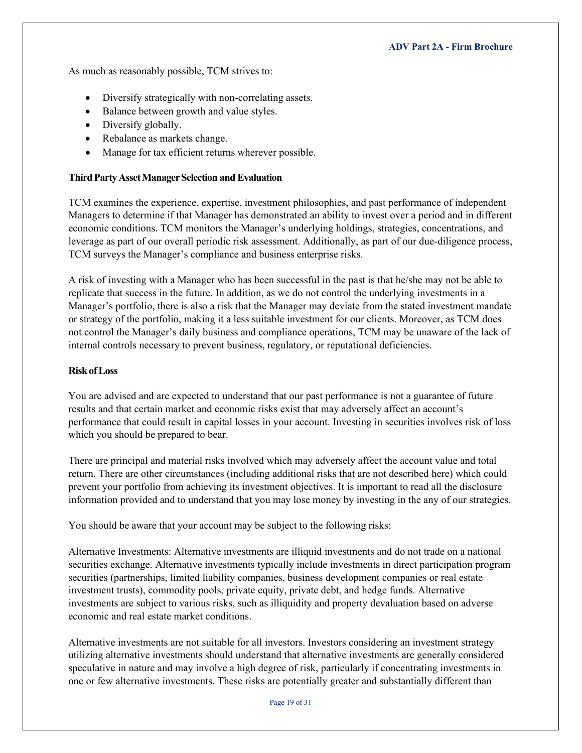As much as reasonably possible, TCM strives to:

- Diversify strategically with non-correlating assets.
- Balance between growth and value styles.
- Diversify globally.
- Rebalance as markets change.
- Manage for tax efficient returns wherever possible.

**Third Party Asset Manager Selection and Evaluation**

TCM examines the experience, expertise, investment philosophies, and past performance of independent Managers to determine if that Manager has demonstrated an ability to invest over a period and in different economic conditions. TCM monitors the Manager's underlying holdings, strategies, concentrations, and leverage as part of our overall periodic risk assessment. Additionally, as part of our due-diligence process, TCM surveys the Manager's compliance and business enterprise risks.

A risk of investing with a Manager who has been successful in the past is that he/she may not be able to replicate that success in the future. In addition, as we do not control the underlying investments in a Manager's portfolio, there is also a risk that the Manager may deviate from the stated investment mandate or strategy of the portfolio, making it a less suitable investment for our clients. Moreover, as TCM does not control the Manager's daily business and compliance operations, TCM may be unaware of the lack of internal controls necessary to prevent business, regulatory, or reputational deficiencies.

**Risk of Loss**

You are advised and are expected to understand that our past performance is not a guarantee of future results and that certain market and economic risks exist that may adversely affect an account's performance that could result in capital losses in your account. Investing in securities involves risk of loss which you should be prepared to bear.

There are principal and material risks involved which may adversely affect the account value and total return. There are other circumstances (including additional risks that are not described here) which could prevent your portfolio from achieving its investment objectives. It is important to read all the disclosure information provided and to understand that you may lose money by investing in the any of our strategies.

You should be aware that your account may be subject to the following risks:

Alternative Investments: Alternative investments are illiquid investments and do not trade on a national securities exchange. Alternative investments typically include investments in direct participation program securities (partnerships, limited liability companies, business development companies or real estate investment trusts), commodity pools, private equity, private debt, and hedge funds. Alternative investments are subject to various risks, such as illiquidity and property devaluation based on adverse economic and real estate market conditions.

Alternative investments are not suitable for all investors. Investors considering an investment strategy utilizing alternative investments should understand that alternative investments are generally considered speculative in nature and may involve a high degree of risk, particularly if concentrating investments in one or few alternative investments. These risks are potentially greater and substantially different than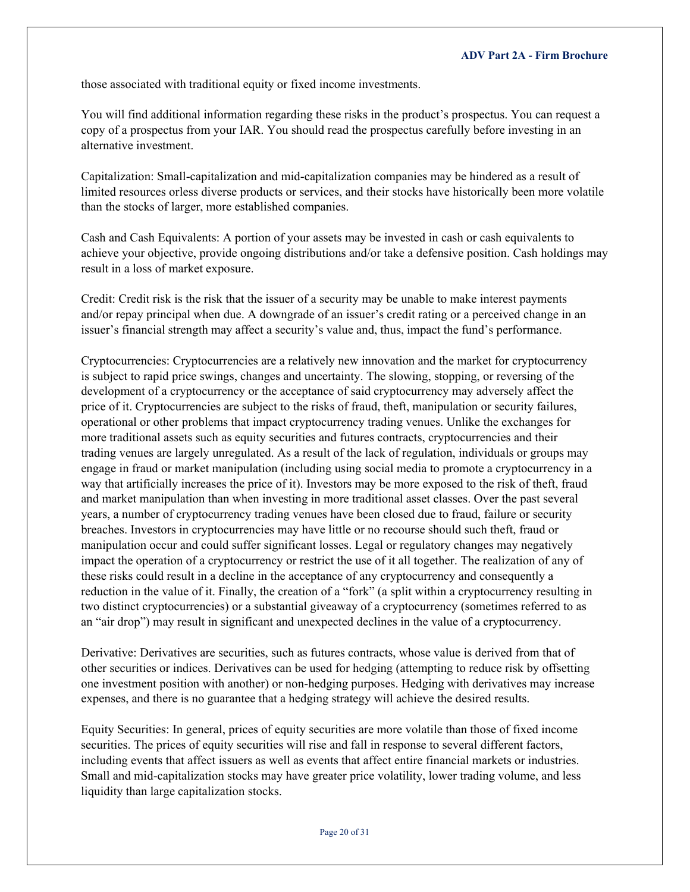those associated with traditional equity or fixed income investments.

You will find additional information regarding these risks in the product's prospectus. You can request a copy of a prospectus from your IAR. You should read the prospectus carefully before investing in an alternative investment.

Capitalization: Small-capitalization and mid-capitalization companies may be hindered as a result of limited resources orless diverse products or services, and their stocks have historically been more volatile than the stocks of larger, more established companies.

Cash and Cash Equivalents: A portion of your assets may be invested in cash or cash equivalents to achieve your objective, provide ongoing distributions and/or take a defensive position. Cash holdings may result in a loss of market exposure.

Credit: Credit risk is the risk that the issuer of a security may be unable to make interest payments and/or repay principal when due. A downgrade of an issuer's credit rating or a perceived change in an issuer's financial strength may affect a security's value and, thus, impact the fund's performance.

Cryptocurrencies: Cryptocurrencies are a relatively new innovation and the market for cryptocurrency is subject to rapid price swings, changes and uncertainty. The slowing, stopping, or reversing of the development of a cryptocurrency or the acceptance of said cryptocurrency may adversely affect the price of it. Cryptocurrencies are subject to the risks of fraud, theft, manipulation or security failures, operational or other problems that impact cryptocurrency trading venues. Unlike the exchanges for more traditional assets such as equity securities and futures contracts, cryptocurrencies and their trading venues are largely unregulated. As a result of the lack of regulation, individuals or groups may engage in fraud or market manipulation (including using social media to promote a cryptocurrency in a way that artificially increases the price of it). Investors may be more exposed to the risk of theft, fraud and market manipulation than when investing in more traditional asset classes. Over the past several years, a number of cryptocurrency trading venues have been closed due to fraud, failure or security breaches. Investors in cryptocurrencies may have little or no recourse should such theft, fraud or manipulation occur and could suffer significant losses. Legal or regulatory changes may negatively impact the operation of a cryptocurrency or restrict the use of it all together. The realization of any of these risks could result in a decline in the acceptance of any cryptocurrency and consequently a reduction in the value of it. Finally, the creation of a "fork" (a split within a cryptocurrency resulting in two distinct cryptocurrencies) or a substantial giveaway of a cryptocurrency (sometimes referred to as an "air drop") may result in significant and unexpected declines in the value of a cryptocurrency.

Derivative: Derivatives are securities, such as futures contracts, whose value is derived from that of other securities or indices. Derivatives can be used for hedging (attempting to reduce risk by offsetting one investment position with another) or non-hedging purposes. Hedging with derivatives may increase expenses, and there is no guarantee that a hedging strategy will achieve the desired results.

Equity Securities: In general, prices of equity securities are more volatile than those of fixed income securities. The prices of equity securities will rise and fall in response to several different factors, including events that affect issuers as well as events that affect entire financial markets or industries. Small and mid-capitalization stocks may have greater price volatility, lower trading volume, and less liquidity than large capitalization stocks.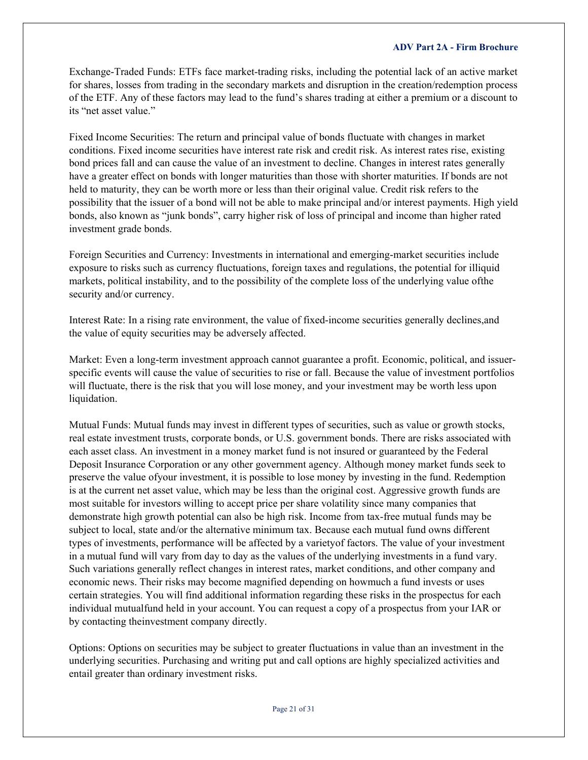Exchange-Traded Funds: ETFs face market-trading risks, including the potential lack of an active market for shares, losses from trading in the secondary markets and disruption in the creation/redemption process of the ETF. Any of these factors may lead to the fund's shares trading at either a premium or a discount to its "net asset value."

Fixed Income Securities: The return and principal value of bonds fluctuate with changes in market conditions. Fixed income securities have interest rate risk and credit risk. As interest rates rise, existing bond prices fall and can cause the value of an investment to decline. Changes in interest rates generally have a greater effect on bonds with longer maturities than those with shorter maturities. If bonds are not held to maturity, they can be worth more or less than their original value. Credit risk refers to the possibility that the issuer of a bond will not be able to make principal and/or interest payments. High yield bonds, also known as "junk bonds", carry higher risk of loss of principal and income than higher rated investment grade bonds.

Foreign Securities and Currency: Investments in international and emerging-market securities include exposure to risks such as currency fluctuations, foreign taxes and regulations, the potential for illiquid markets, political instability, and to the possibility of the complete loss of the underlying value ofthe security and/or currency.

Interest Rate: In a rising rate environment, the value of fixed-income securities generally declines,and the value of equity securities may be adversely affected.

Market: Even a long-term investment approach cannot guarantee a profit. Economic, political, and issuer-specific events will cause the value of securities to rise or fall. Because the value of investment portfolios will fluctuate, there is the risk that you will lose money, and your investment may be worth less upon liquidation.

Mutual Funds: Mutual funds may invest in different types of securities, such as value or growth stocks, real estate investment trusts, corporate bonds, or U.S. government bonds. There are risks associated with each asset class. An investment in a money market fund is not insured or guaranteed by the Federal Deposit Insurance Corporation or any other government agency. Although money market funds seek to preserve the value ofyour investment, it is possible to lose money by investing in the fund. Redemption is at the current net asset value, which may be less than the original cost. Aggressive growth funds are most suitable for investors willing to accept price per share volatility since many companies that demonstrate high growth potential can also be high risk. Income from tax-free mutual funds may be subject to local, state and/or the alternative minimum tax. Because each mutual fund owns different types of investments, performance will be affected by a varietyof factors. The value of your investment in a mutual fund will vary from day to day as the values of the underlying investments in a fund vary. Such variations generally reflect changes in interest rates, market conditions, and other company and economic news. Their risks may become magnified depending on howmuch a fund invests or uses certain strategies. You will find additional information regarding these risks in the prospectus for each individual mutualfund held in your account. You can request a copy of a prospectus from your IAR or by contacting theinvestment company directly.

Options: Options on securities may be subject to greater fluctuations in value than an investment in the underlying securities. Purchasing and writing put and call options are highly specialized activities and entail greater than ordinary investment risks.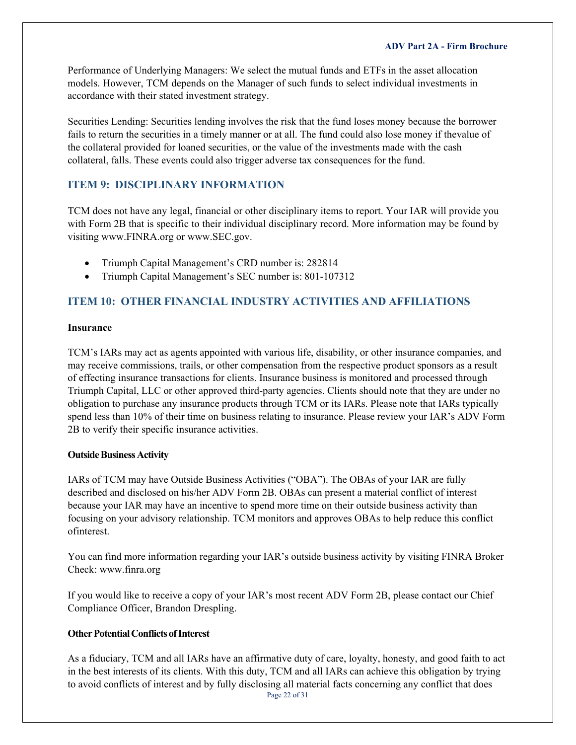Performance of Underlying Managers: We select the mutual funds and ETFs in the asset allocation models. However, TCM depends on the Manager of such funds to select individual investments in accordance with their stated investment strategy.

Securities Lending: Securities lending involves the risk that the fund loses money because the borrower fails to return the securities in a timely manner or at all. The fund could also lose money if thevalue of the collateral provided for loaned securities, or the value of the investments made with the cash collateral, falls. These events could also trigger adverse tax consequences for the fund.

## ITEM 9: DISCIPLINARY INFORMATION

TCM does not have any legal, financial or other disciplinary items to report. Your IAR will provide you with Form 2B that is specific to their individual disciplinary record. More information may be found by visiting www.FINRA.org or www.SEC.gov.

- Triumph Capital Management's CRD number is: 282814
- Triumph Capital Management's SEC number is: 801-107312

## ITEM 10: OTHER FINANCIAL INDUSTRY ACTIVITIES AND AFFILIATIONS

**Insurance**

TCM's IARs may act as agents appointed with various life, disability, or other insurance companies, and may receive commissions, trails, or other compensation from the respective product sponsors as a result of effecting insurance transactions for clients. Insurance business is monitored and processed through Triumph Capital, LLC or other approved third-party agencies. Clients should note that they are under no obligation to purchase any insurance products through TCM or its IARs. Please note that IARs typically spend less than 10% of their time on business relating to insurance. Please review your IAR's ADV Form 2B to verify their specific insurance activities.

**Outside Business Activity**

IARs of TCM may have Outside Business Activities ("OBA"). The OBAs of your IAR are fully described and disclosed on his/her ADV Form 2B. OBAs can present a material conflict of interest because your IAR may have an incentive to spend more time on their outside business activity than focusing on your advisory relationship. TCM monitors and approves OBAs to help reduce this conflict ofinterest.

You can find more information regarding your IAR's outside business activity by visiting FINRA Broker Check: www.finra.org

If you would like to receive a copy of your IAR's most recent ADV Form 2B, please contact our Chief Compliance Officer, Brandon Drespling.

**Other Potential Conflicts of Interest**

As a fiduciary, TCM and all IARs have an affirmative duty of care, loyalty, honesty, and good faith to act in the best interests of its clients. With this duty, TCM and all IARs can achieve this obligation by trying to avoid conflicts of interest and by fully disclosing all material facts concerning any conflict that does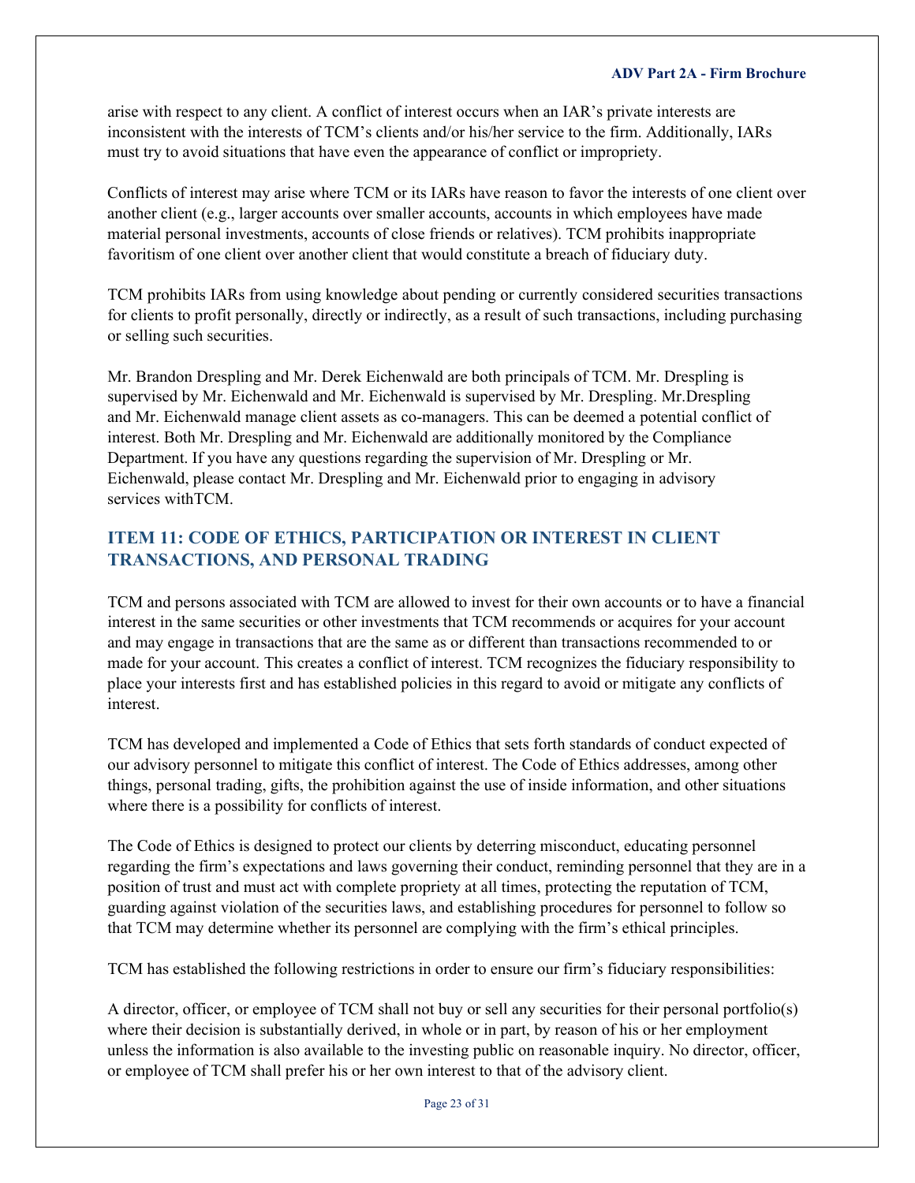arise with respect to any client. A conflict of interest occurs when an IAR's private interests are inconsistent with the interests of TCM's clients and/or his/her service to the firm. Additionally, IARs must try to avoid situations that have even the appearance of conflict or impropriety.

Conflicts of interest may arise where TCM or its IARs have reason to favor the interests of one client over another client (e.g., larger accounts over smaller accounts, accounts in which employees have made material personal investments, accounts of close friends or relatives). TCM prohibits inappropriate favoritism of one client over another client that would constitute a breach of fiduciary duty.

TCM prohibits IARs from using knowledge about pending or currently considered securities transactions for clients to profit personally, directly or indirectly, as a result of such transactions, including purchasing or selling such securities.

Mr. Brandon Drespling and Mr. Derek Eichenwald are both principals of TCM. Mr. Drespling is supervised by Mr. Eichenwald and Mr. Eichenwald is supervised by Mr. Drespling. Mr.Drespling and Mr. Eichenwald manage client assets as co-managers. This can be deemed a potential conflict of interest. Both Mr. Drespling and Mr. Eichenwald are additionally monitored by the Compliance Department. If you have any questions regarding the supervision of Mr. Drespling or Mr. Eichenwald, please contact Mr. Drespling and Mr. Eichenwald prior to engaging in advisory services withTCM.

## ITEM 11: CODE OF ETHICS, PARTICIPATION OR INTEREST IN CLIENT TRANSACTIONS, AND PERSONAL TRADING

TCM and persons associated with TCM are allowed to invest for their own accounts or to have a financial interest in the same securities or other investments that TCM recommends or acquires for your account and may engage in transactions that are the same as or different than transactions recommended to or made for your account. This creates a conflict of interest. TCM recognizes the fiduciary responsibility to place your interests first and has established policies in this regard to avoid or mitigate any conflicts of interest.

TCM has developed and implemented a Code of Ethics that sets forth standards of conduct expected of our advisory personnel to mitigate this conflict of interest. The Code of Ethics addresses, among other things, personal trading, gifts, the prohibition against the use of inside information, and other situations where there is a possibility for conflicts of interest.

The Code of Ethics is designed to protect our clients by deterring misconduct, educating personnel regarding the firm's expectations and laws governing their conduct, reminding personnel that they are in a position of trust and must act with complete propriety at all times, protecting the reputation of TCM, guarding against violation of the securities laws, and establishing procedures for personnel to follow so that TCM may determine whether its personnel are complying with the firm's ethical principles.

TCM has established the following restrictions in order to ensure our firm's fiduciary responsibilities:

A director, officer, or employee of TCM shall not buy or sell any securities for their personal portfolio(s) where their decision is substantially derived, in whole or in part, by reason of his or her employment unless the information is also available to the investing public on reasonable inquiry. No director, officer, or employee of TCM shall prefer his or her own interest to that of the advisory client.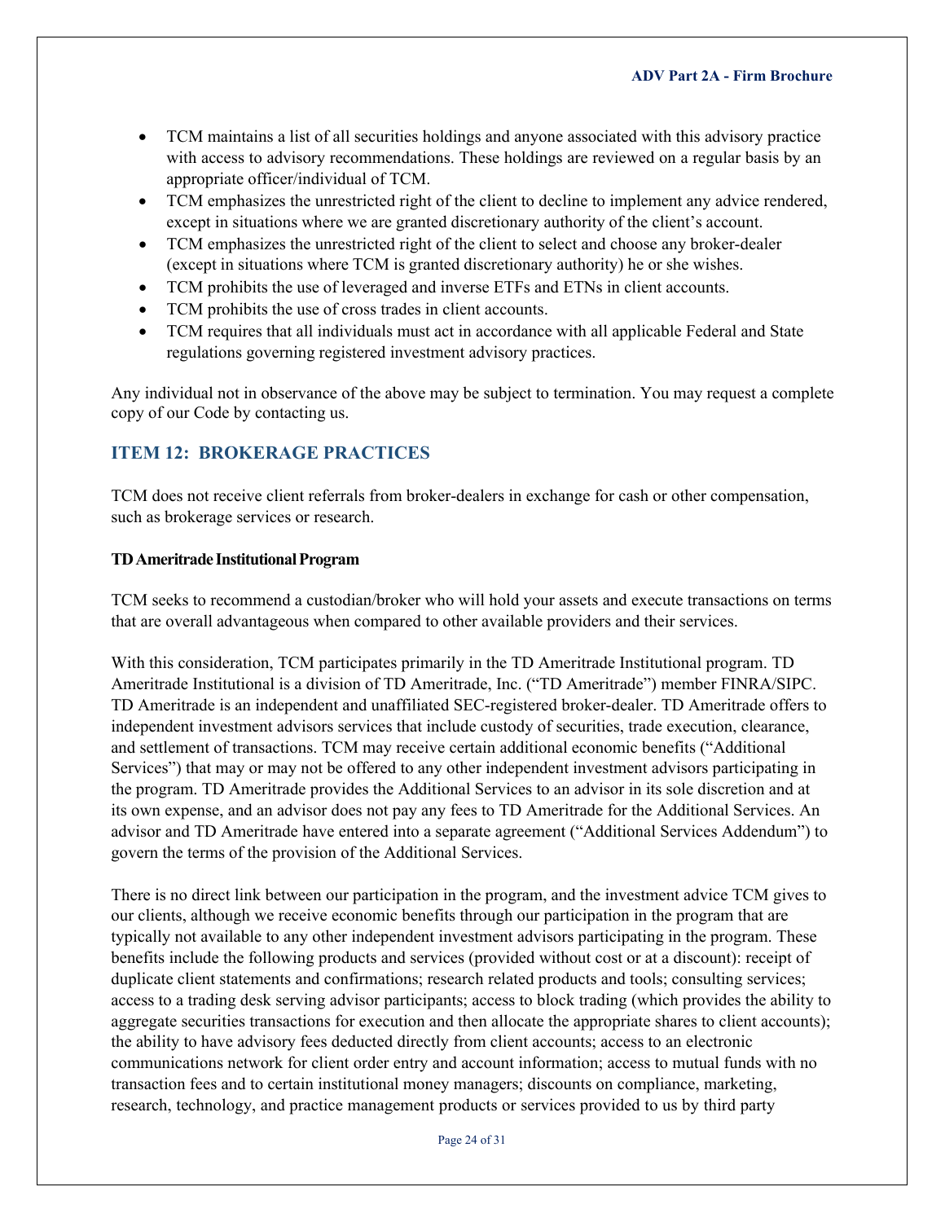- TCM maintains a list of all securities holdings and anyone associated with this advisory practice with access to advisory recommendations. These holdings are reviewed on a regular basis by an appropriate officer/individual of TCM.
- TCM emphasizes the unrestricted right of the client to decline to implement any advice rendered, except in situations where we are granted discretionary authority of the client's account.
- TCM emphasizes the unrestricted right of the client to select and choose any broker-dealer (except in situations where TCM is granted discretionary authority) he or she wishes.
- TCM prohibits the use of leveraged and inverse ETFs and ETNs in client accounts.
- TCM prohibits the use of cross trades in client accounts.
- TCM requires that all individuals must act in accordance with all applicable Federal and State regulations governing registered investment advisory practices.

Any individual not in observance of the above may be subject to termination. You may request a complete copy of our Code by contacting us.

## ITEM 12: BROKERAGE PRACTICES

TCM does not receive client referrals from broker-dealers in exchange for cash or other compensation, such as brokerage services or research.

**TD Ameritrade Institutional Program**

TCM seeks to recommend a custodian/broker who will hold your assets and execute transactions on terms that are overall advantageous when compared to other available providers and their services.

With this consideration, TCM participates primarily in the TD Ameritrade Institutional program. TD Ameritrade Institutional is a division of TD Ameritrade, Inc. ("TD Ameritrade") member FINRA/SIPC. TD Ameritrade is an independent and unaffiliated SEC-registered broker-dealer. TD Ameritrade offers to independent investment advisors services that include custody of securities, trade execution, clearance, and settlement of transactions. TCM may receive certain additional economic benefits ("Additional Services") that may or may not be offered to any other independent investment advisors participating in the program. TD Ameritrade provides the Additional Services to an advisor in its sole discretion and at its own expense, and an advisor does not pay any fees to TD Ameritrade for the Additional Services. An advisor and TD Ameritrade have entered into a separate agreement ("Additional Services Addendum") to govern the terms of the provision of the Additional Services.

There is no direct link between our participation in the program, and the investment advice TCM gives to our clients, although we receive economic benefits through our participation in the program that are typically not available to any other independent investment advisors participating in the program. These benefits include the following products and services (provided without cost or at a discount): receipt of duplicate client statements and confirmations; research related products and tools; consulting services; access to a trading desk serving advisor participants; access to block trading (which provides the ability to aggregate securities transactions for execution and then allocate the appropriate shares to client accounts); the ability to have advisory fees deducted directly from client accounts; access to an electronic communications network for client order entry and account information; access to mutual funds with no transaction fees and to certain institutional money managers; discounts on compliance, marketing, research, technology, and practice management products or services provided to us by third party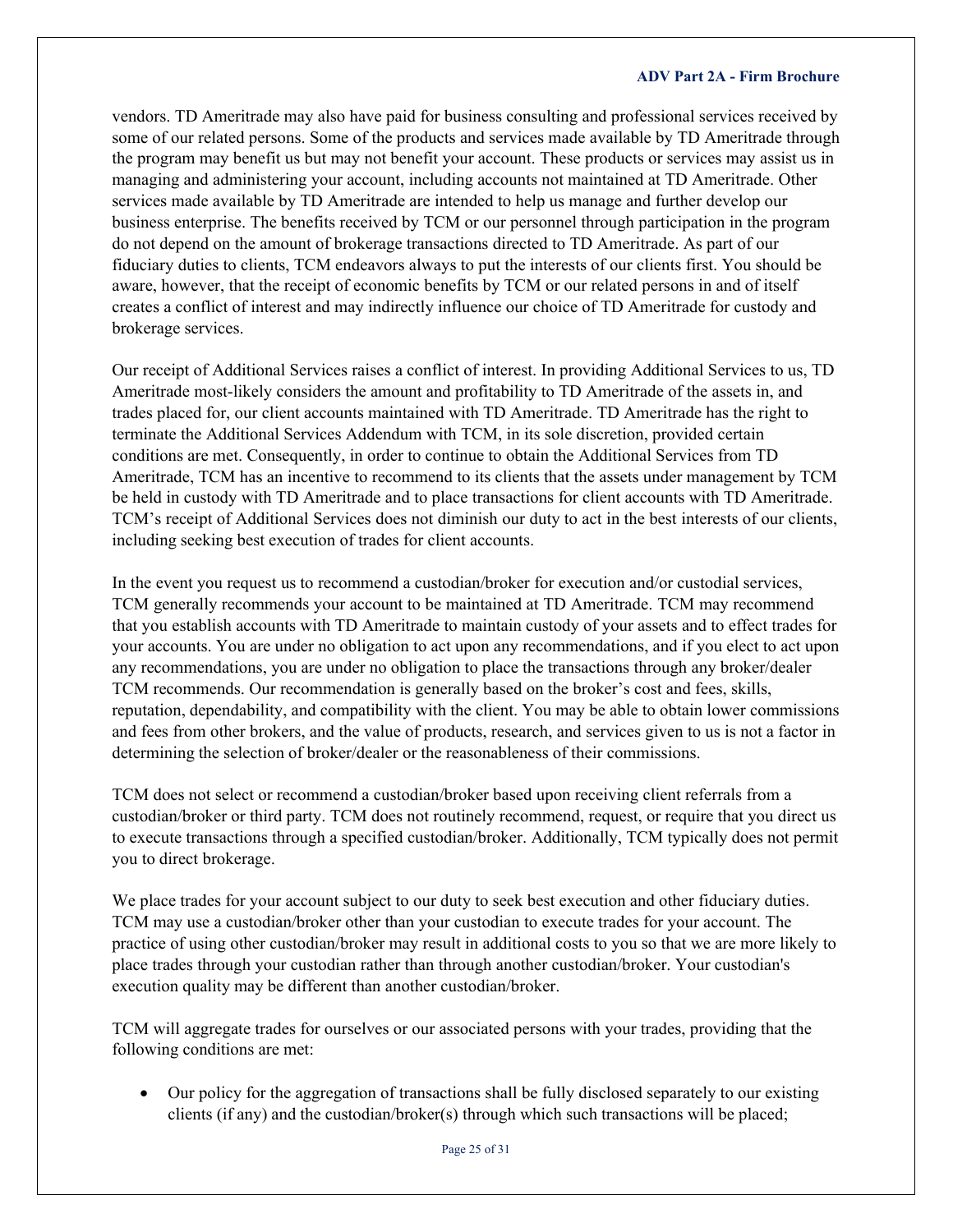vendors. TD Ameritrade may also have paid for business consulting and professional services received by some of our related persons. Some of the products and services made available by TD Ameritrade through the program may benefit us but may not benefit your account. These products or services may assist us in managing and administering your account, including accounts not maintained at TD Ameritrade. Other services made available by TD Ameritrade are intended to help us manage and further develop our business enterprise. The benefits received by TCM or our personnel through participation in the program do not depend on the amount of brokerage transactions directed to TD Ameritrade. As part of our fiduciary duties to clients, TCM endeavors always to put the interests of our clients first. You should be aware, however, that the receipt of economic benefits by TCM or our related persons in and of itself creates a conflict of interest and may indirectly influence our choice of TD Ameritrade for custody and brokerage services.

Our receipt of Additional Services raises a conflict of interest. In providing Additional Services to us, TD Ameritrade most-likely considers the amount and profitability to TD Ameritrade of the assets in, and trades placed for, our client accounts maintained with TD Ameritrade. TD Ameritrade has the right to terminate the Additional Services Addendum with TCM, in its sole discretion, provided certain conditions are met. Consequently, in order to continue to obtain the Additional Services from TD Ameritrade, TCM has an incentive to recommend to its clients that the assets under management by TCM be held in custody with TD Ameritrade and to place transactions for client accounts with TD Ameritrade. TCM's receipt of Additional Services does not diminish our duty to act in the best interests of our clients, including seeking best execution of trades for client accounts.

In the event you request us to recommend a custodian/broker for execution and/or custodial services, TCM generally recommends your account to be maintained at TD Ameritrade. TCM may recommend that you establish accounts with TD Ameritrade to maintain custody of your assets and to effect trades for your accounts. You are under no obligation to act upon any recommendations, and if you elect to act upon any recommendations, you are under no obligation to place the transactions through any broker/dealer TCM recommends. Our recommendation is generally based on the broker's cost and fees, skills, reputation, dependability, and compatibility with the client. You may be able to obtain lower commissions and fees from other brokers, and the value of products, research, and services given to us is not a factor in determining the selection of broker/dealer or the reasonableness of their commissions.

TCM does not select or recommend a custodian/broker based upon receiving client referrals from a custodian/broker or third party. TCM does not routinely recommend, request, or require that you direct us to execute transactions through a specified custodian/broker. Additionally, TCM typically does not permit you to direct brokerage.

We place trades for your account subject to our duty to seek best execution and other fiduciary duties. TCM may use a custodian/broker other than your custodian to execute trades for your account. The practice of using other custodian/broker may result in additional costs to you so that we are more likely to place trades through your custodian rather than through another custodian/broker. Your custodian's execution quality may be different than another custodian/broker.

TCM will aggregate trades for ourselves or our associated persons with your trades, providing that the following conditions are met:

- Our policy for the aggregation of transactions shall be fully disclosed separately to our existing clients (if any) and the custodian/broker(s) through which such transactions will be placed;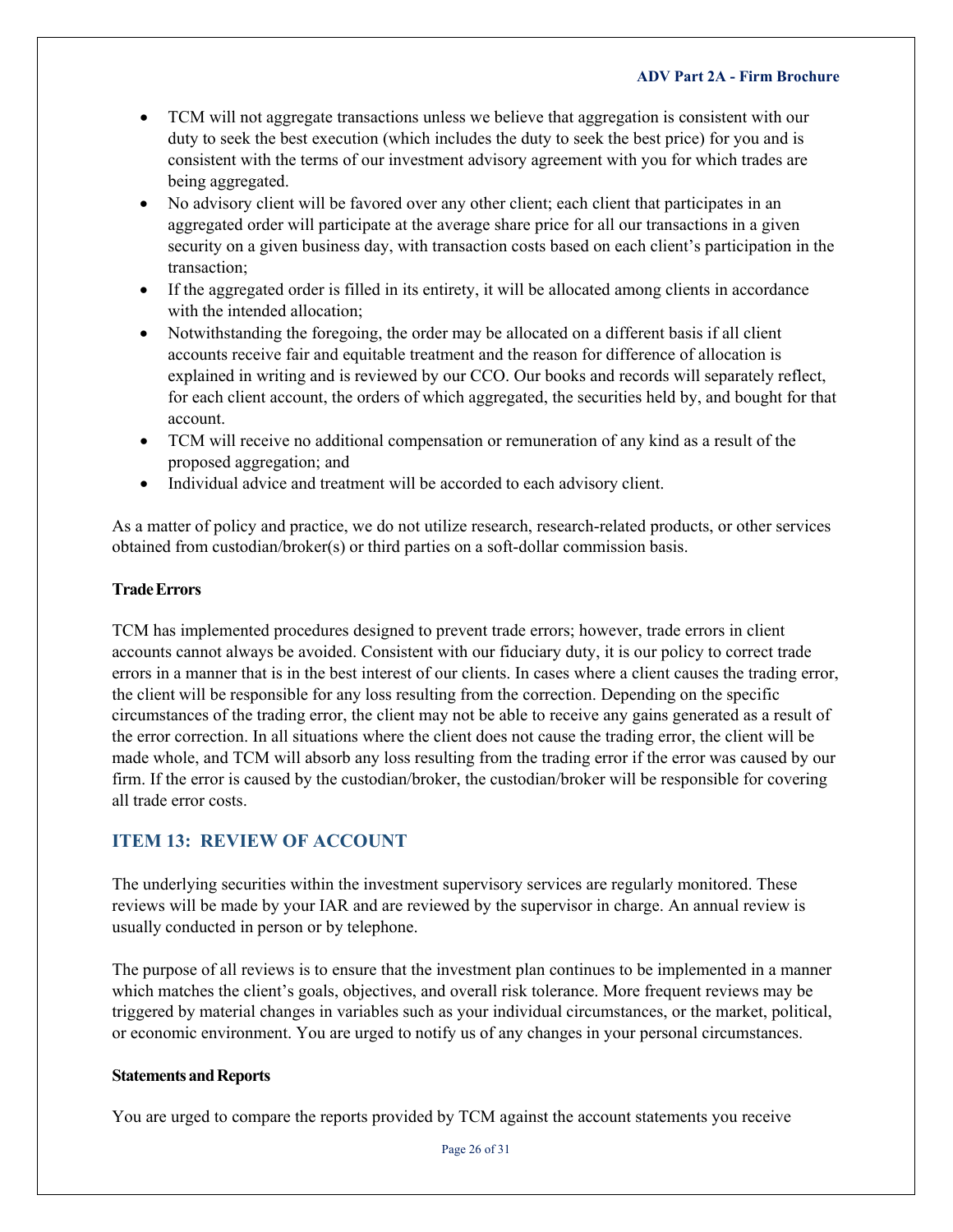- TCM will not aggregate transactions unless we believe that aggregation is consistent with our duty to seek the best execution (which includes the duty to seek the best price) for you and is consistent with the terms of our investment advisory agreement with you for which trades are being aggregated.
- No advisory client will be favored over any other client; each client that participates in an aggregated order will participate at the average share price for all our transactions in a given security on a given business day, with transaction costs based on each client's participation in the transaction;
- If the aggregated order is filled in its entirety, it will be allocated among clients in accordance with the intended allocation;
- Notwithstanding the foregoing, the order may be allocated on a different basis if all client accounts receive fair and equitable treatment and the reason for difference of allocation is explained in writing and is reviewed by our CCO. Our books and records will separately reflect, for each client account, the orders of which aggregated, the securities held by, and bought for that account.
- TCM will receive no additional compensation or remuneration of any kind as a result of the proposed aggregation; and
- Individual advice and treatment will be accorded to each advisory client.

As a matter of policy and practice, we do not utilize research, research-related products, or other services obtained from custodian/broker(s) or third parties on a soft-dollar commission basis.

**Trade Errors**

TCM has implemented procedures designed to prevent trade errors; however, trade errors in client accounts cannot always be avoided. Consistent with our fiduciary duty, it is our policy to correct trade errors in a manner that is in the best interest of our clients. In cases where a client causes the trading error, the client will be responsible for any loss resulting from the correction. Depending on the specific circumstances of the trading error, the client may not be able to receive any gains generated as a result of the error correction. In all situations where the client does not cause the trading error, the client will be made whole, and TCM will absorb any loss resulting from the trading error if the error was caused by our firm. If the error is caused by the custodian/broker, the custodian/broker will be responsible for covering all trade error costs.

## ITEM 13: REVIEW OF ACCOUNT

The underlying securities within the investment supervisory services are regularly monitored. These reviews will be made by your IAR and are reviewed by the supervisor in charge. An annual review is usually conducted in person or by telephone.

The purpose of all reviews is to ensure that the investment plan continues to be implemented in a manner which matches the client's goals, objectives, and overall risk tolerance. More frequent reviews may be triggered by material changes in variables such as your individual circumstances, or the market, political, or economic environment. You are urged to notify us of any changes in your personal circumstances.

**Statements and Reports**

You are urged to compare the reports provided by TCM against the account statements you receive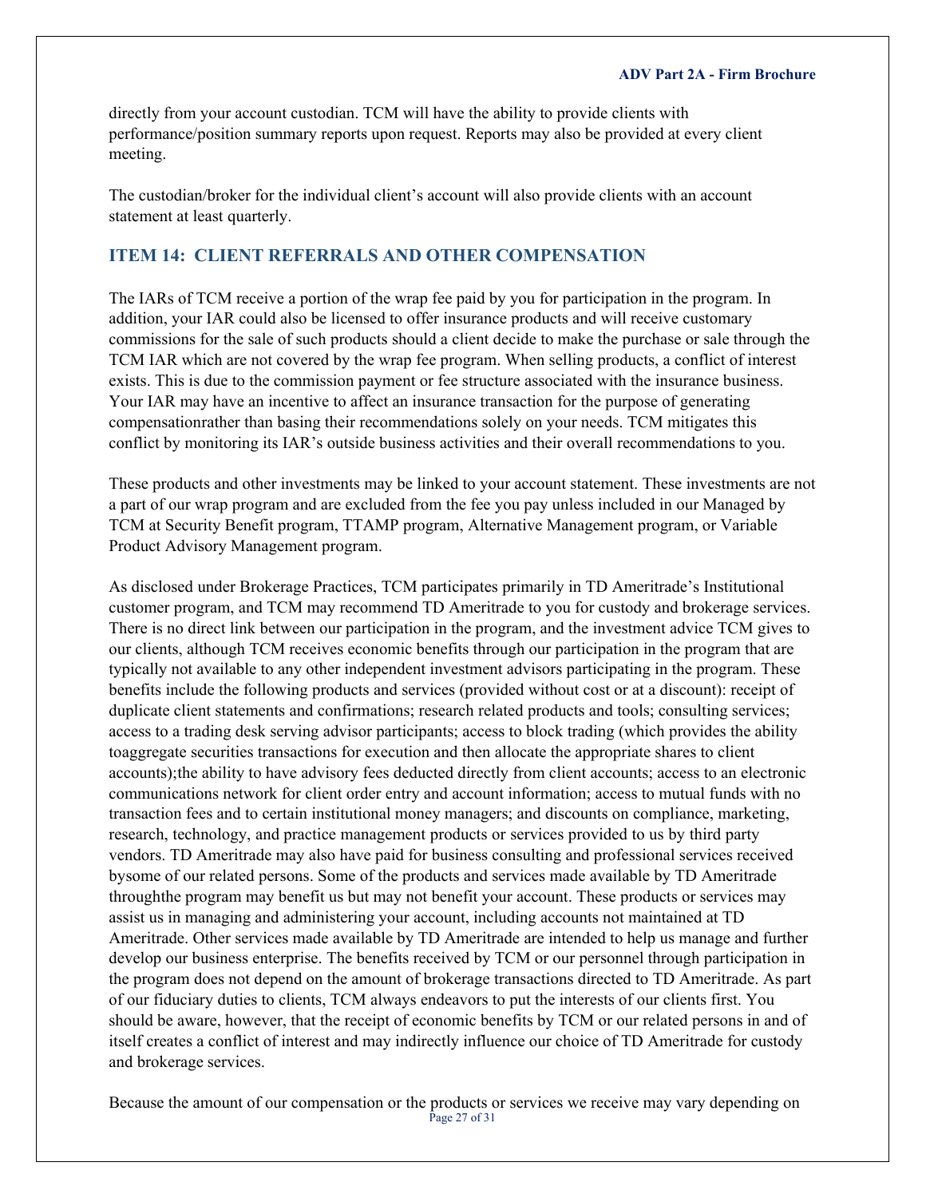directly from your account custodian. TCM will have the ability to provide clients with performance/position summary reports upon request. Reports may also be provided at every client meeting.

The custodian/broker for the individual client's account will also provide clients with an account statement at least quarterly.

## ITEM 14: CLIENT REFERRALS AND OTHER COMPENSATION

The IARs of TCM receive a portion of the wrap fee paid by you for participation in the program. In addition, your IAR could also be licensed to offer insurance products and will receive customary commissions for the sale of such products should a client decide to make the purchase or sale through the TCM IAR which are not covered by the wrap fee program. When selling products, a conflict of interest exists. This is due to the commission payment or fee structure associated with the insurance business. Your IAR may have an incentive to affect an insurance transaction for the purpose of generating compensationrather than basing their recommendations solely on your needs. TCM mitigates this conflict by monitoring its IAR's outside business activities and their overall recommendations to you.

These products and other investments may be linked to your account statement. These investments are not a part of our wrap program and are excluded from the fee you pay unless included in our Managed by TCM at Security Benefit program, TTAMP program, Alternative Management program, or Variable Product Advisory Management program.

As disclosed under Brokerage Practices, TCM participates primarily in TD Ameritrade's Institutional customer program, and TCM may recommend TD Ameritrade to you for custody and brokerage services. There is no direct link between our participation in the program, and the investment advice TCM gives to our clients, although TCM receives economic benefits through our participation in the program that are typically not available to any other independent investment advisors participating in the program. These benefits include the following products and services (provided without cost or at a discount): receipt of duplicate client statements and confirmations; research related products and tools; consulting services; access to a trading desk serving advisor participants; access to block trading (which provides the ability toaggregate securities transactions for execution and then allocate the appropriate shares to client accounts);the ability to have advisory fees deducted directly from client accounts; access to an electronic communications network for client order entry and account information; access to mutual funds with no transaction fees and to certain institutional money managers; and discounts on compliance, marketing, research, technology, and practice management products or services provided to us by third party vendors. TD Ameritrade may also have paid for business consulting and professional services received bysome of our related persons. Some of the products and services made available by TD Ameritrade throughthe program may benefit us but may not benefit your account. These products or services may assist us in managing and administering your account, including accounts not maintained at TD Ameritrade. Other services made available by TD Ameritrade are intended to help us manage and further develop our business enterprise. The benefits received by TCM or our personnel through participation in the program does not depend on the amount of brokerage transactions directed to TD Ameritrade. As part of our fiduciary duties to clients, TCM always endeavors to put the interests of our clients first. You should be aware, however, that the receipt of economic benefits by TCM or our related persons in and of itself creates a conflict of interest and may indirectly influence our choice of TD Ameritrade for custody and brokerage services.

Because the amount of our compensation or the products or services we receive may vary depending on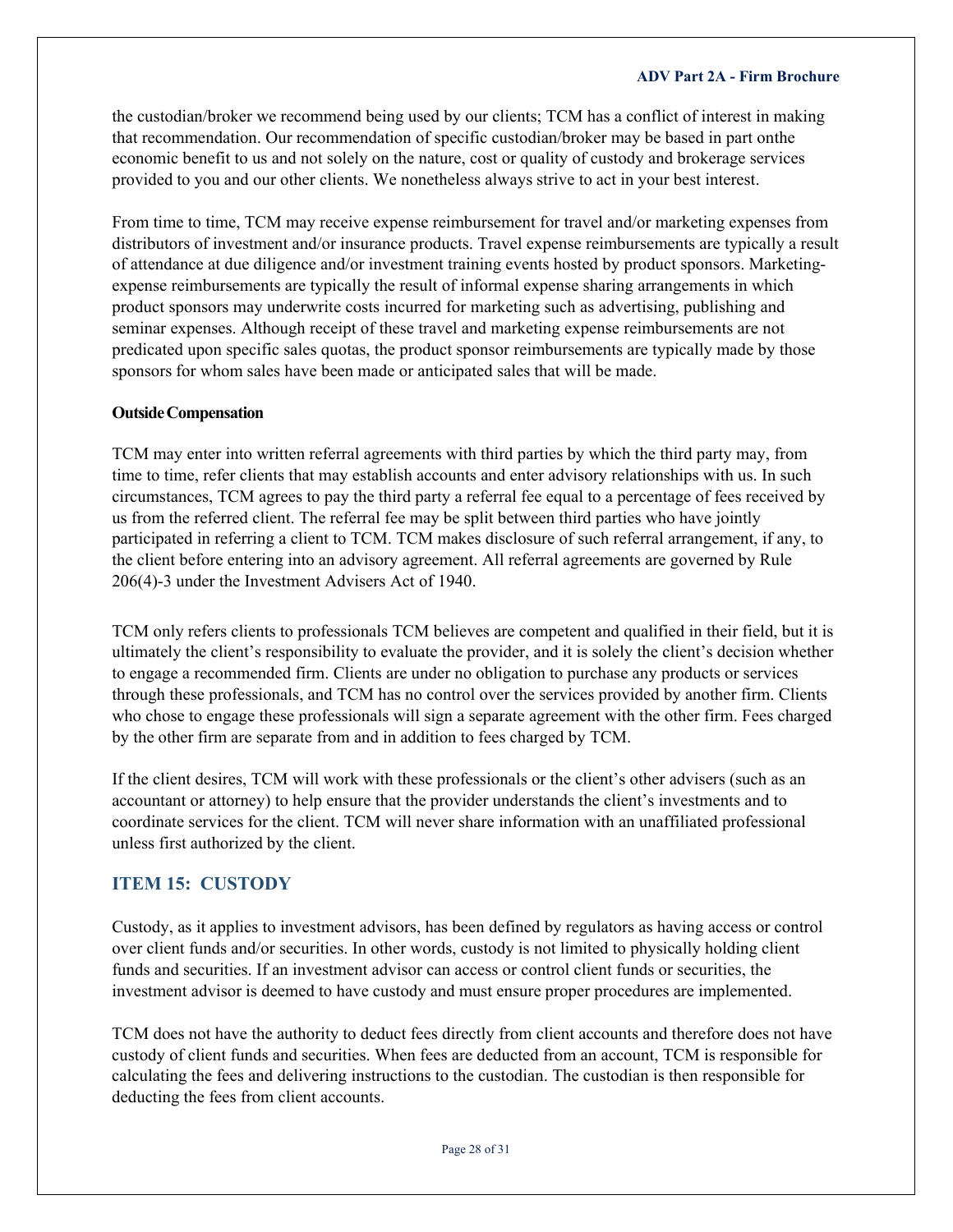the custodian/broker we recommend being used by our clients; TCM has a conflict of interest in making that recommendation. Our recommendation of specific custodian/broker may be based in part onthe economic benefit to us and not solely on the nature, cost or quality of custody and brokerage services provided to you and our other clients. We nonetheless always strive to act in your best interest.

From time to time, TCM may receive expense reimbursement for travel and/or marketing expenses from distributors of investment and/or insurance products. Travel expense reimbursements are typically a result of attendance at due diligence and/or investment training events hosted by product sponsors. Marketing-expense reimbursements are typically the result of informal expense sharing arrangements in which product sponsors may underwrite costs incurred for marketing such as advertising, publishing and seminar expenses. Although receipt of these travel and marketing expense reimbursements are not predicated upon specific sales quotas, the product sponsor reimbursements are typically made by those sponsors for whom sales have been made or anticipated sales that will be made.

**Outside Compensation**

TCM may enter into written referral agreements with third parties by which the third party may, from time to time, refer clients that may establish accounts and enter advisory relationships with us. In such circumstances, TCM agrees to pay the third party a referral fee equal to a percentage of fees received by us from the referred client. The referral fee may be split between third parties who have jointly participated in referring a client to TCM. TCM makes disclosure of such referral arrangement, if any, to the client before entering into an advisory agreement. All referral agreements are governed by Rule 206(4)-3 under the Investment Advisers Act of 1940.

TCM only refers clients to professionals TCM believes are competent and qualified in their field, but it is ultimately the client's responsibility to evaluate the provider, and it is solely the client's decision whether to engage a recommended firm. Clients are under no obligation to purchase any products or services through these professionals, and TCM has no control over the services provided by another firm. Clients who chose to engage these professionals will sign a separate agreement with the other firm. Fees charged by the other firm are separate from and in addition to fees charged by TCM.

If the client desires, TCM will work with these professionals or the client's other advisers (such as an accountant or attorney) to help ensure that the provider understands the client's investments and to coordinate services for the client. TCM will never share information with an unaffiliated professional unless first authorized by the client.

## ITEM 15: CUSTODY

Custody, as it applies to investment advisors, has been defined by regulators as having access or control over client funds and/or securities. In other words, custody is not limited to physically holding client funds and securities. If an investment advisor can access or control client funds or securities, the investment advisor is deemed to have custody and must ensure proper procedures are implemented.

TCM does not have the authority to deduct fees directly from client accounts and therefore does not have custody of client funds and securities. When fees are deducted from an account, TCM is responsible for calculating the fees and delivering instructions to the custodian. The custodian is then responsible for deducting the fees from client accounts.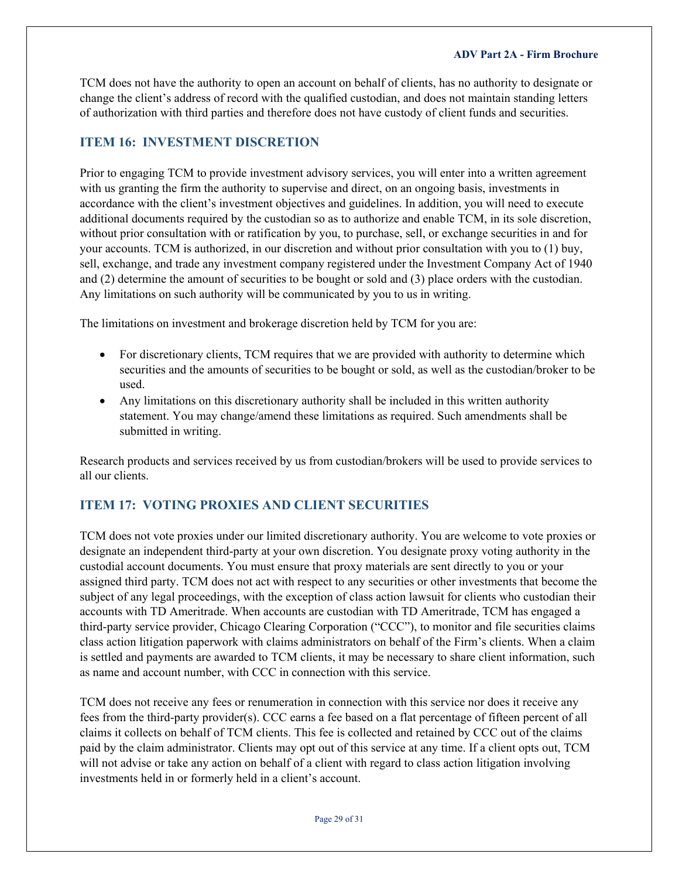TCM does not have the authority to open an account on behalf of clients, has no authority to designate or change the client's address of record with the qualified custodian, and does not maintain standing letters of authorization with third parties and therefore does not have custody of client funds and securities.

## ITEM 16: INVESTMENT DISCRETION

Prior to engaging TCM to provide investment advisory services, you will enter into a written agreement with us granting the firm the authority to supervise and direct, on an ongoing basis, investments in accordance with the client's investment objectives and guidelines. In addition, you will need to execute additional documents required by the custodian so as to authorize and enable TCM, in its sole discretion, without prior consultation with or ratification by you, to purchase, sell, or exchange securities in and for your accounts. TCM is authorized, in our discretion and without prior consultation with you to (1) buy, sell, exchange, and trade any investment company registered under the Investment Company Act of 1940 and (2) determine the amount of securities to be bought or sold and (3) place orders with the custodian. Any limitations on such authority will be communicated by you to us in writing.

The limitations on investment and brokerage discretion held by TCM for you are:

- For discretionary clients, TCM requires that we are provided with authority to determine which securities and the amounts of securities to be bought or sold, as well as the custodian/broker to be used.
- Any limitations on this discretionary authority shall be included in this written authority statement. You may change/amend these limitations as required. Such amendments shall be submitted in writing.

Research products and services received by us from custodian/brokers will be used to provide services to all our clients.

## ITEM 17: VOTING PROXIES AND CLIENT SECURITIES

TCM does not vote proxies under our limited discretionary authority. You are welcome to vote proxies or designate an independent third-party at your own discretion. You designate proxy voting authority in the custodial account documents. You must ensure that proxy materials are sent directly to you or your assigned third party. TCM does not act with respect to any securities or other investments that become the subject of any legal proceedings, with the exception of class action lawsuit for clients who custodian their accounts with TD Ameritrade. When accounts are custodian with TD Ameritrade, TCM has engaged a third-party service provider, Chicago Clearing Corporation ("CCC"), to monitor and file securities claims class action litigation paperwork with claims administrators on behalf of the Firm's clients. When a claim is settled and payments are awarded to TCM clients, it may be necessary to share client information, such as name and account number, with CCC in connection with this service.

TCM does not receive any fees or renumeration in connection with this service nor does it receive any fees from the third-party provider(s). CCC earns a fee based on a flat percentage of fifteen percent of all claims it collects on behalf of TCM clients. This fee is collected and retained by CCC out of the claims paid by the claim administrator. Clients may opt out of this service at any time. If a client opts out, TCM will not advise or take any action on behalf of a client with regard to class action litigation involving investments held in or formerly held in a client's account.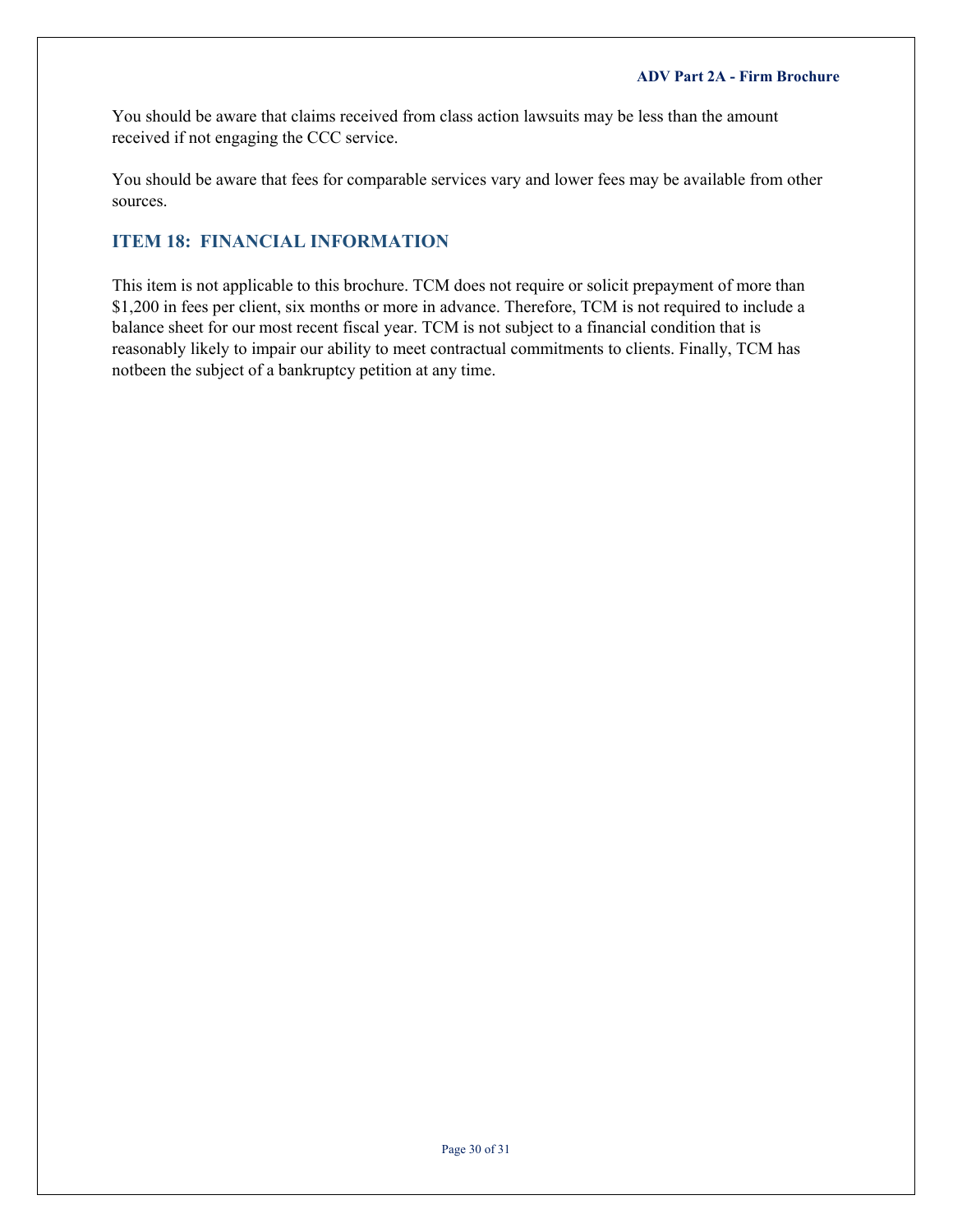You should be aware that claims received from class action lawsuits may be less than the amount received if not engaging the CCC service.

You should be aware that fees for comparable services vary and lower fees may be available from other sources.

## ITEM 18: FINANCIAL INFORMATION

This item is not applicable to this brochure. TCM does not require or solicit prepayment of more than $1,200 in fees per client, six months or more in advance. Therefore, TCM is not required to include a balance sheet for our most recent fiscal year. TCM is not subject to a financial condition that is reasonably likely to impair our ability to meet contractual commitments to clients. Finally, TCM has notbeen the subject of a bankruptcy petition at any time.